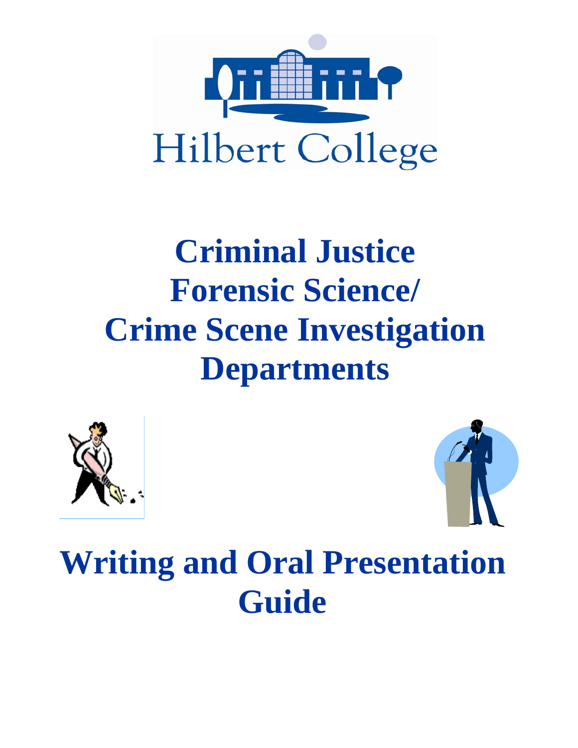Hilbert College

# Criminal Justice
# Forensic Science/
# Crime Scene Investigation
# Departments

# Writing and Oral Presentation Guide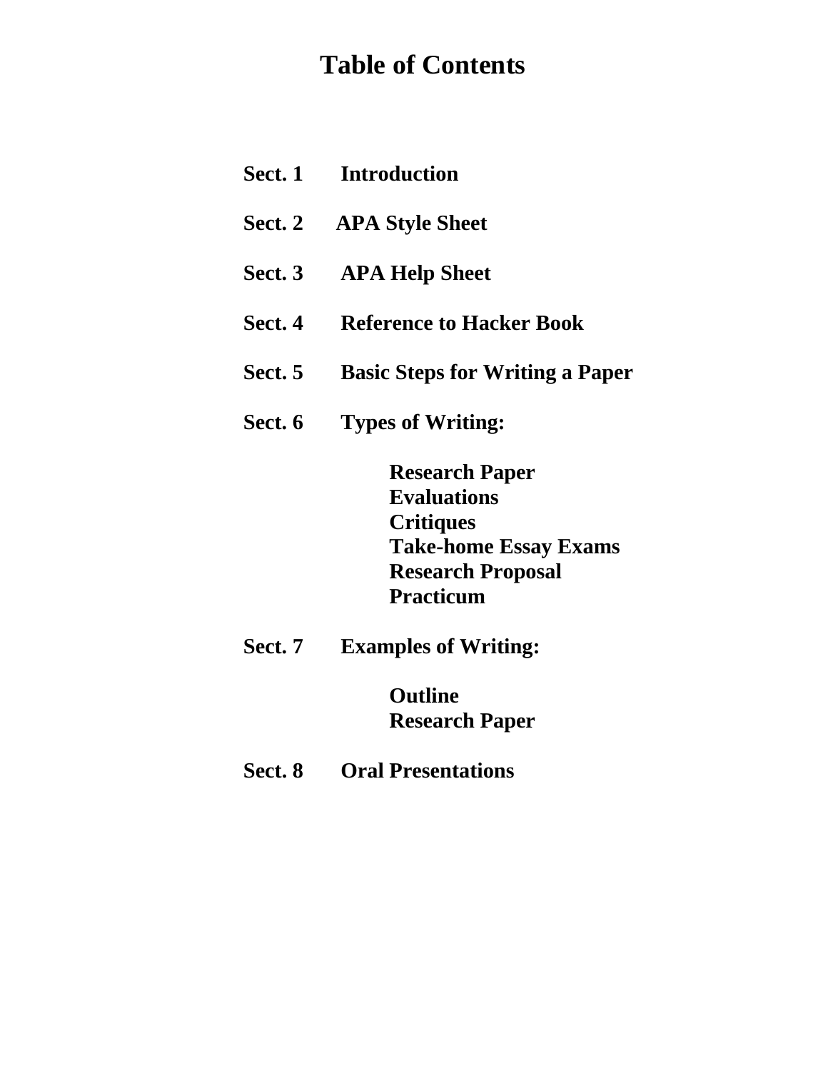# Table of Contents

**Sect. 1** **Introduction**

**Sect. 2** **APA Style Sheet**

**Sect. 3** **APA Help Sheet**

**Sect. 4** **Reference to Hacker Book**

**Sect. 5** **Basic Steps for Writing a Paper**

**Sect. 6** **Types of Writing:**

- **Research Paper**
- **Evaluations**
- **Critiques**
- **Take-home Essay Exams**
- **Research Proposal**
- **Practicum**

**Sect. 7** **Examples of Writing:**

- **Outline**
- **Research Paper**

**Sect. 8** **Oral Presentations**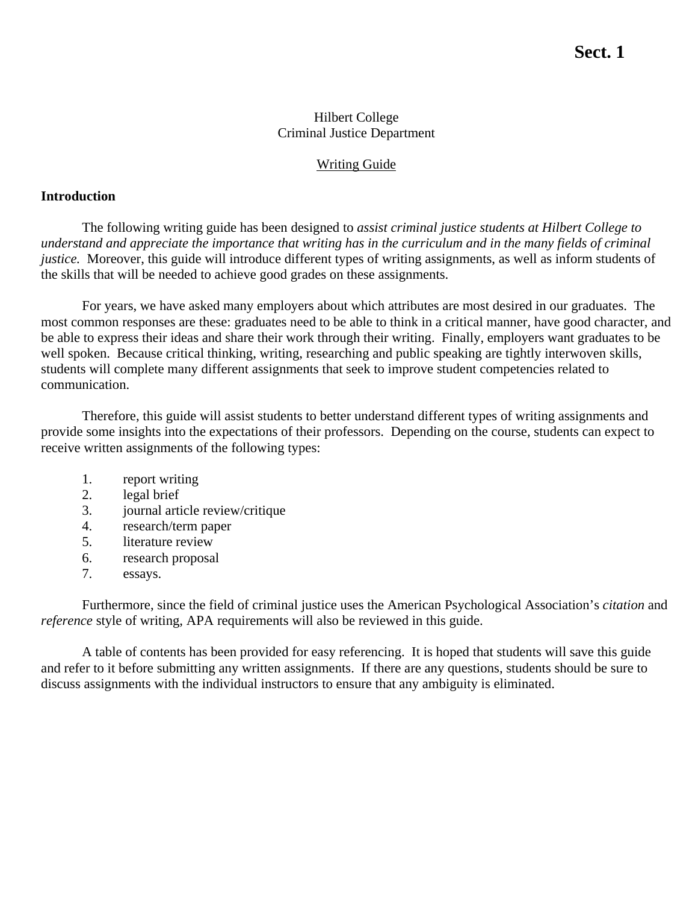**Sect. 1**

Hilbert College
Criminal Justice Department

Writing Guide

**Introduction**

The following writing guide has been designed to *assist criminal justice students at Hilbert College to understand and appreciate the importance that writing has in the curriculum and in the many fields of criminal justice.* Moreover, this guide will introduce different types of writing assignments, as well as inform students of the skills that will be needed to achieve good grades on these assignments.

For years, we have asked many employers about which attributes are most desired in our graduates. The most common responses are these: graduates need to be able to think in a critical manner, have good character, and be able to express their ideas and share their work through their writing. Finally, employers want graduates to be well spoken. Because critical thinking, writing, researching and public speaking are tightly interwoven skills, students will complete many different assignments that seek to improve student competencies related to communication.

Therefore, this guide will assist students to better understand different types of writing assignments and provide some insights into the expectations of their professors. Depending on the course, students can expect to receive written assignments of the following types:

1. report writing
2. legal brief
3. journal article review/critique
4. research/term paper
5. literature review
6. research proposal
7. essays.

Furthermore, since the field of criminal justice uses the American Psychological Association's *citation* and *reference* style of writing, APA requirements will also be reviewed in this guide.

A table of contents has been provided for easy referencing. It is hoped that students will save this guide and refer to it before submitting any written assignments. If there are any questions, students should be sure to discuss assignments with the individual instructors to ensure that any ambiguity is eliminated.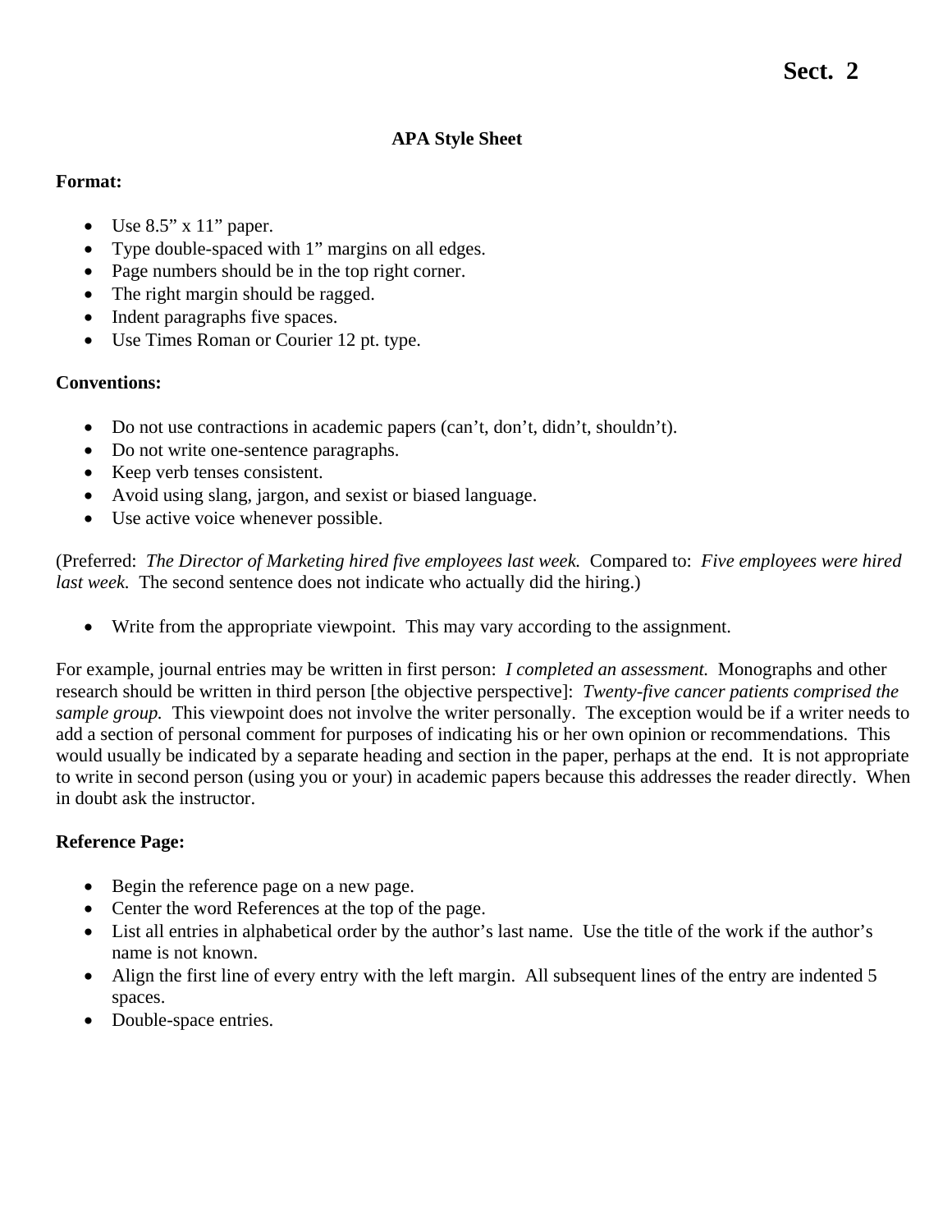**Sect. 2**

# APA Style Sheet

**Format:**

- Use 8.5" x 11" paper.
- Type double-spaced with 1" margins on all edges.
- Page numbers should be in the top right corner.
- The right margin should be ragged.
- Indent paragraphs five spaces.
- Use Times Roman or Courier 12 pt. type.

**Conventions:**

- Do not use contractions in academic papers (can't, don't, didn't, shouldn't).
- Do not write one-sentence paragraphs.
- Keep verb tenses consistent.
- Avoid using slang, jargon, and sexist or biased language.
- Use active voice whenever possible.

(Preferred: *The Director of Marketing hired five employees last week.* Compared to: *Five employees were hired last week.* The second sentence does not indicate who actually did the hiring.)

- Write from the appropriate viewpoint. This may vary according to the assignment.

For example, journal entries may be written in first person: *I completed an assessment.* Monographs and other research should be written in third person [the objective perspective]: *Twenty-five cancer patients comprised the sample group.* This viewpoint does not involve the writer personally. The exception would be if a writer needs to add a section of personal comment for purposes of indicating his or her own opinion or recommendations. This would usually be indicated by a separate heading and section in the paper, perhaps at the end. It is not appropriate to write in second person (using you or your) in academic papers because this addresses the reader directly. When in doubt ask the instructor.

**Reference Page:**

- Begin the reference page on a new page.
- Center the word References at the top of the page.
- List all entries in alphabetical order by the author's last name. Use the title of the work if the author's name is not known.
- Align the first line of every entry with the left margin. All subsequent lines of the entry are indented 5 spaces.
- Double-space entries.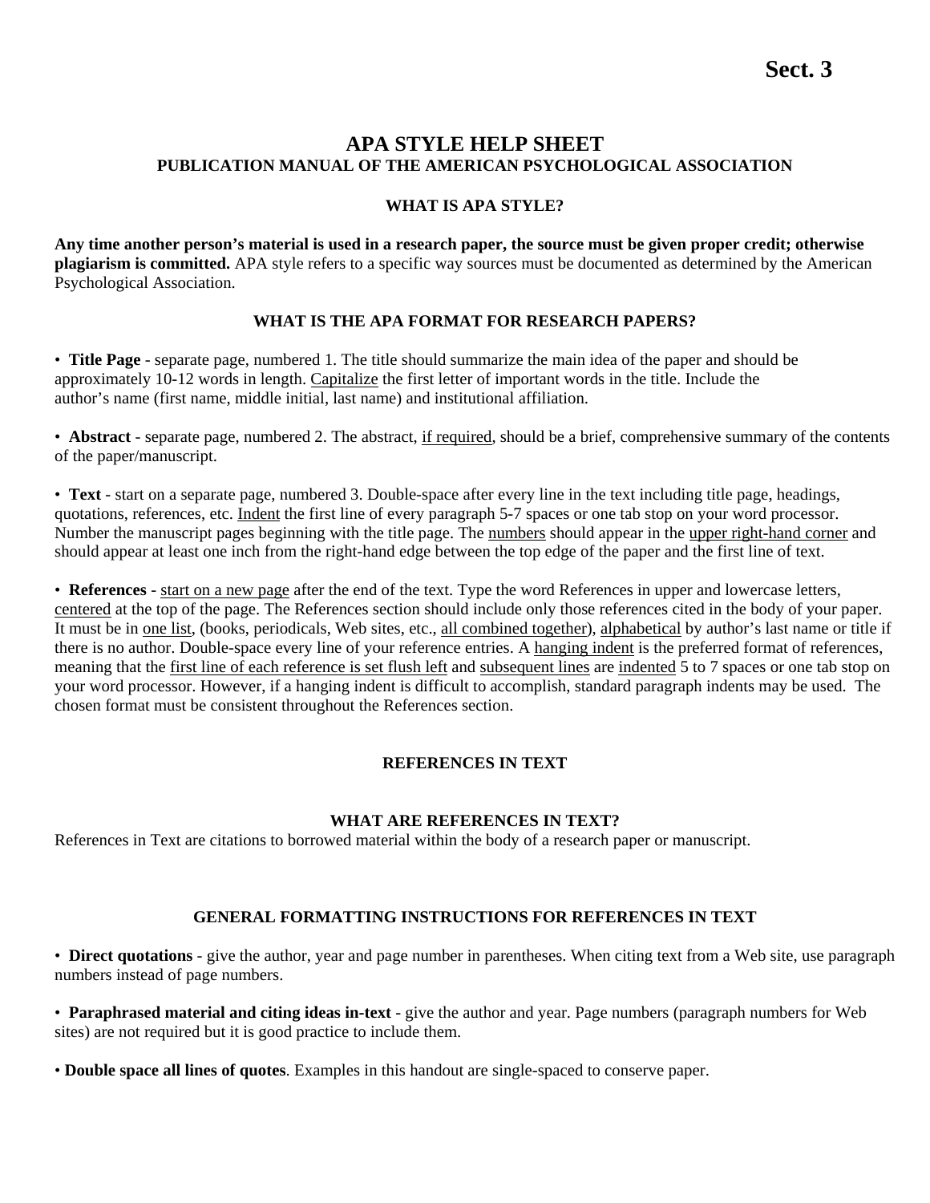**Sect. 3**

# APA STYLE HELP SHEET

## PUBLICATION MANUAL OF THE AMERICAN PSYCHOLOGICAL ASSOCIATION

### WHAT IS APA STYLE?

**Any time another person's material is used in a research paper, the source must be given proper credit; otherwise plagiarism is committed.** APA style refers to a specific way sources must be documented as determined by the American Psychological Association.

### WHAT IS THE APA FORMAT FOR RESEARCH PAPERS?

- **Title Page** - separate page, numbered 1. The title should summarize the main idea of the paper and should be approximately 10-12 words in length. Capitalize the first letter of important words in the title. Include the author's name (first name, middle initial, last name) and institutional affiliation.

- **Abstract** - separate page, numbered 2. The abstract, if required, should be a brief, comprehensive summary of the contents of the paper/manuscript.

- **Text** - start on a separate page, numbered 3. Double-space after every line in the text including title page, headings, quotations, references, etc. Indent the first line of every paragraph 5-7 spaces or one tab stop on your word processor. Number the manuscript pages beginning with the title page. The numbers should appear in the upper right-hand corner and should appear at least one inch from the right-hand edge between the top edge of the paper and the first line of text.

- **References** - start on a new page after the end of the text. Type the word References in upper and lowercase letters, centered at the top of the page. The References section should include only those references cited in the body of your paper. It must be in one list, (books, periodicals, Web sites, etc., all combined together), alphabetical by author's last name or title if there is no author. Double-space every line of your reference entries. A hanging indent is the preferred format of references, meaning that the first line of each reference is set flush left and subsequent lines are indented 5 to 7 spaces or one tab stop on your word processor. However, if a hanging indent is difficult to accomplish, standard paragraph indents may be used. The chosen format must be consistent throughout the References section.

## REFERENCES IN TEXT

### WHAT ARE REFERENCES IN TEXT?

References in Text are citations to borrowed material within the body of a research paper or manuscript.

### GENERAL FORMATTING INSTRUCTIONS FOR REFERENCES IN TEXT

- **Direct quotations** - give the author, year and page number in parentheses. When citing text from a Web site, use paragraph numbers instead of page numbers.

- **Paraphrased material and citing ideas in-text** - give the author and year. Page numbers (paragraph numbers for Web sites) are not required but it is good practice to include them.

- **Double space all lines of quotes**. Examples in this handout are single-spaced to conserve paper.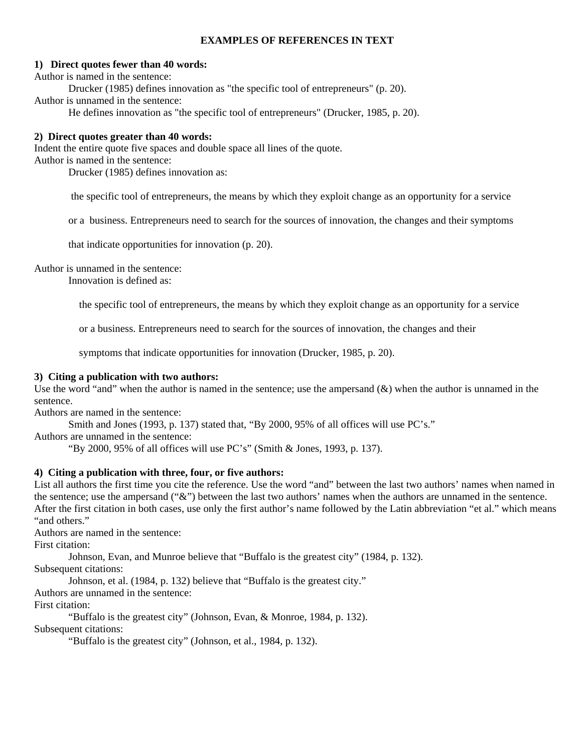# EXAMPLES OF REFERENCES IN TEXT

**1) Direct quotes fewer than 40 words:**

Author is named in the sentence:

> Drucker (1985) defines innovation as "the specific tool of entrepreneurs" (p. 20).

Author is unnamed in the sentence:

> He defines innovation as "the specific tool of entrepreneurs" (Drucker, 1985, p. 20).

**2) Direct quotes greater than 40 words:**

Indent the entire quote five spaces and double space all lines of the quote.

Author is named in the sentence:

> Drucker (1985) defines innovation as:
>
> the specific tool of entrepreneurs, the means by which they exploit change as an opportunity for a service or a business. Entrepreneurs need to search for the sources of innovation, the changes and their symptoms that indicate opportunities for innovation (p. 20).

Author is unnamed in the sentence:

> Innovation is defined as:
>
> the specific tool of entrepreneurs, the means by which they exploit change as an opportunity for a service or a business. Entrepreneurs need to search for the sources of innovation, the changes and their symptoms that indicate opportunities for innovation (Drucker, 1985, p. 20).

**3) Citing a publication with two authors:**

Use the word "and" when the author is named in the sentence; use the ampersand (&) when the author is unnamed in the sentence.

Authors are named in the sentence:

> Smith and Jones (1993, p. 137) stated that, "By 2000, 95% of all offices will use PC's."

Authors are unnamed in the sentence:

> "By 2000, 95% of all offices will use PC's" (Smith & Jones, 1993, p. 137).

**4) Citing a publication with three, four, or five authors:**

List all authors the first time you cite the reference. Use the word "and" between the last two authors' names when named in the sentence; use the ampersand ("&") between the last two authors' names when the authors are unnamed in the sentence. After the first citation in both cases, use only the first author's name followed by the Latin abbreviation "et al." which means "and others."

Authors are named in the sentence:

First citation:

> Johnson, Evan, and Munroe believe that "Buffalo is the greatest city" (1984, p. 132).

Subsequent citations:

> Johnson, et al. (1984, p. 132) believe that "Buffalo is the greatest city."

Authors are unnamed in the sentence:

First citation:

> "Buffalo is the greatest city" (Johnson, Evan, & Monroe, 1984, p. 132).

Subsequent citations:

> "Buffalo is the greatest city" (Johnson, et al., 1984, p. 132).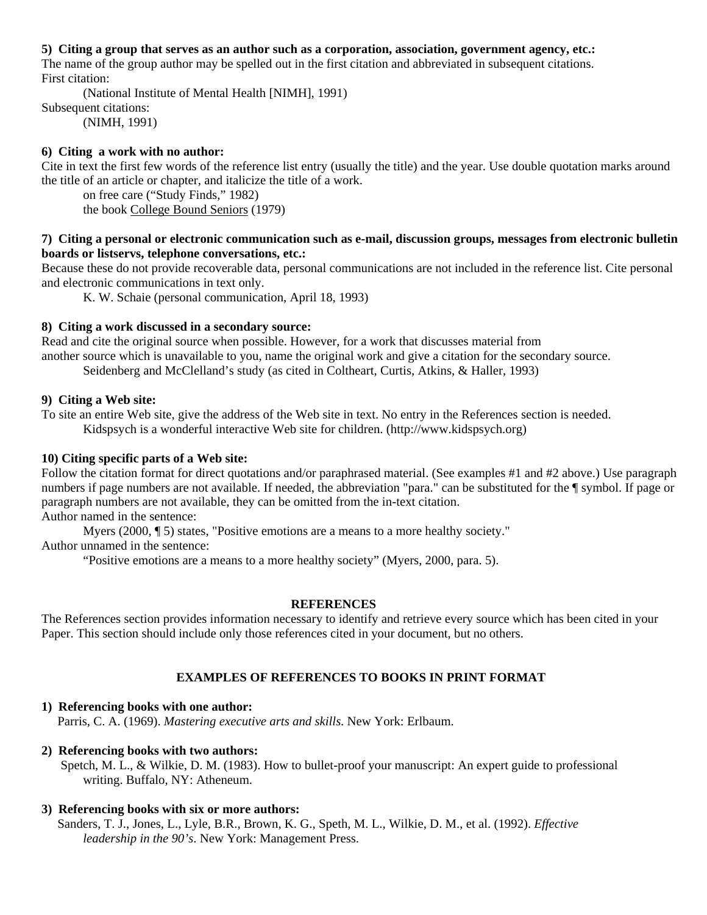**5) Citing a group that serves as an author such as a corporation, association, government agency, etc.:**

The name of the group author may be spelled out in the first citation and abbreviated in subsequent citations.

First citation:

(National Institute of Mental Health [NIMH], 1991)

Subsequent citations:

(NIMH, 1991)

**6) Citing a work with no author:**

Cite in text the first few words of the reference list entry (usually the title) and the year. Use double quotation marks around the title of an article or chapter, and italicize the title of a work.

on free care ("Study Finds," 1982)

the book <u>College Bound Seniors</u> (1979)

**7) Citing a personal or electronic communication such as e-mail, discussion groups, messages from electronic bulletin boards or listservs, telephone conversations, etc.:**

Because these do not provide recoverable data, personal communications are not included in the reference list. Cite personal and electronic communications in text only.

K. W. Schaie (personal communication, April 18, 1993)

**8) Citing a work discussed in a secondary source:**

Read and cite the original source when possible. However, for a work that discusses material from another source which is unavailable to you, name the original work and give a citation for the secondary source.

Seidenberg and McClelland's study (as cited in Coltheart, Curtis, Atkins, & Haller, 1993)

**9) Citing a Web site:**

To site an entire Web site, give the address of the Web site in text. No entry in the References section is needed.

Kidspsych is a wonderful interactive Web site for children. (http://www.kidspsych.org)

**10) Citing specific parts of a Web site:**

Follow the citation format for direct quotations and/or paraphrased material. (See examples #1 and #2 above.) Use paragraph numbers if page numbers are not available. If needed, the abbreviation "para." can be substituted for the ¶ symbol. If page or paragraph numbers are not available, they can be omitted from the in-text citation.

Author named in the sentence:

Myers (2000, ¶ 5) states, "Positive emotions are a means to a more healthy society."

Author unnamed in the sentence:

"Positive emotions are a means to a more healthy society" (Myers, 2000, para. 5).

## REFERENCES

The References section provides information necessary to identify and retrieve every source which has been cited in your Paper. This section should include only those references cited in your document, but no others.

### EXAMPLES OF REFERENCES TO BOOKS IN PRINT FORMAT

**1) Referencing books with one author:**

Parris, C. A. (1969). *Mastering executive arts and skills.* New York: Erlbaum.

**2) Referencing books with two authors:**

Spetch, M. L., & Wilkie, D. M. (1983). How to bullet-proof your manuscript: An expert guide to professional writing. Buffalo, NY: Atheneum.

**3) Referencing books with six or more authors:**

Sanders, T. J., Jones, L., Lyle, B.R., Brown, K. G., Speth, M. L., Wilkie, D. M., et al. (1992). *Effective leadership in the 90's*. New York: Management Press.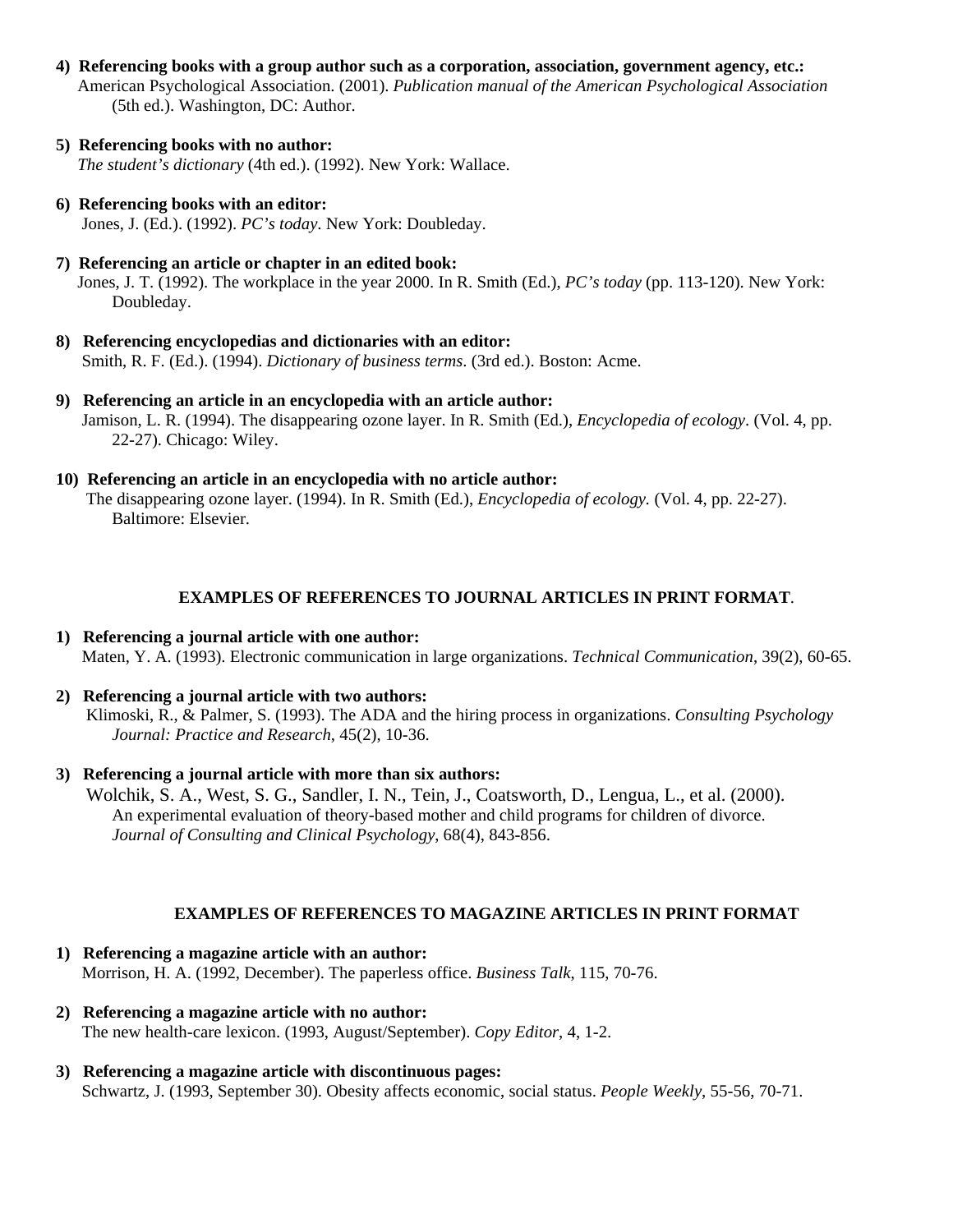4) **Referencing books with a group author such as a corporation, association, government agency, etc.:**
American Psychological Association. (2001). *Publication manual of the American Psychological Association* (5th ed.). Washington, DC: Author.

5) **Referencing books with no author:**
*The student's dictionary* (4th ed.). (1992). New York: Wallace.

6) **Referencing books with an editor:**
Jones, J. (Ed.). (1992). *PC's today*. New York: Doubleday.

7) **Referencing an article or chapter in an edited book:**
Jones, J. T. (1992). The workplace in the year 2000. In R. Smith (Ed.), *PC's today* (pp. 113-120). New York: Doubleday.

8) **Referencing encyclopedias and dictionaries with an editor:**
Smith, R. F. (Ed.). (1994). *Dictionary of business terms*. (3rd ed.). Boston: Acme.

9) **Referencing an article in an encyclopedia with an article author:**
Jamison, L. R. (1994). The disappearing ozone layer. In R. Smith (Ed.), *Encyclopedia of ecology*. (Vol. 4, pp. 22-27). Chicago: Wiley.

10) **Referencing an article in an encyclopedia with no article author:**
The disappearing ozone layer. (1994). In R. Smith (Ed.), *Encyclopedia of ecology.* (Vol. 4, pp. 22-27). Baltimore: Elsevier.

## EXAMPLES OF REFERENCES TO JOURNAL ARTICLES IN PRINT FORMAT.

1) **Referencing a journal article with one author:**
Maten, Y. A. (1993). Electronic communication in large organizations. *Technical Communication*, 39(2), 60-65.

2) **Referencing a journal article with two authors:**
Klimoski, R., & Palmer, S. (1993). The ADA and the hiring process in organizations. *Consulting Psychology Journal: Practice and Research*, 45(2), 10-36.

3) **Referencing a journal article with more than six authors:**
Wolchik, S. A., West, S. G., Sandler, I. N., Tein, J., Coatsworth, D., Lengua, L., et al. (2000). An experimental evaluation of theory-based mother and child programs for children of divorce. *Journal of Consulting and Clinical Psychology*, 68(4), 843-856.

## EXAMPLES OF REFERENCES TO MAGAZINE ARTICLES IN PRINT FORMAT

1) **Referencing a magazine article with an author:**
Morrison, H. A. (1992, December). The paperless office. *Business Talk*, 115, 70-76.

2) **Referencing a magazine article with no author:**
The new health-care lexicon. (1993, August/September). *Copy Editor*, 4, 1-2.

3) **Referencing a magazine article with discontinuous pages:**
Schwartz, J. (1993, September 30). Obesity affects economic, social status. *People Weekly*, 55-56, 70-71.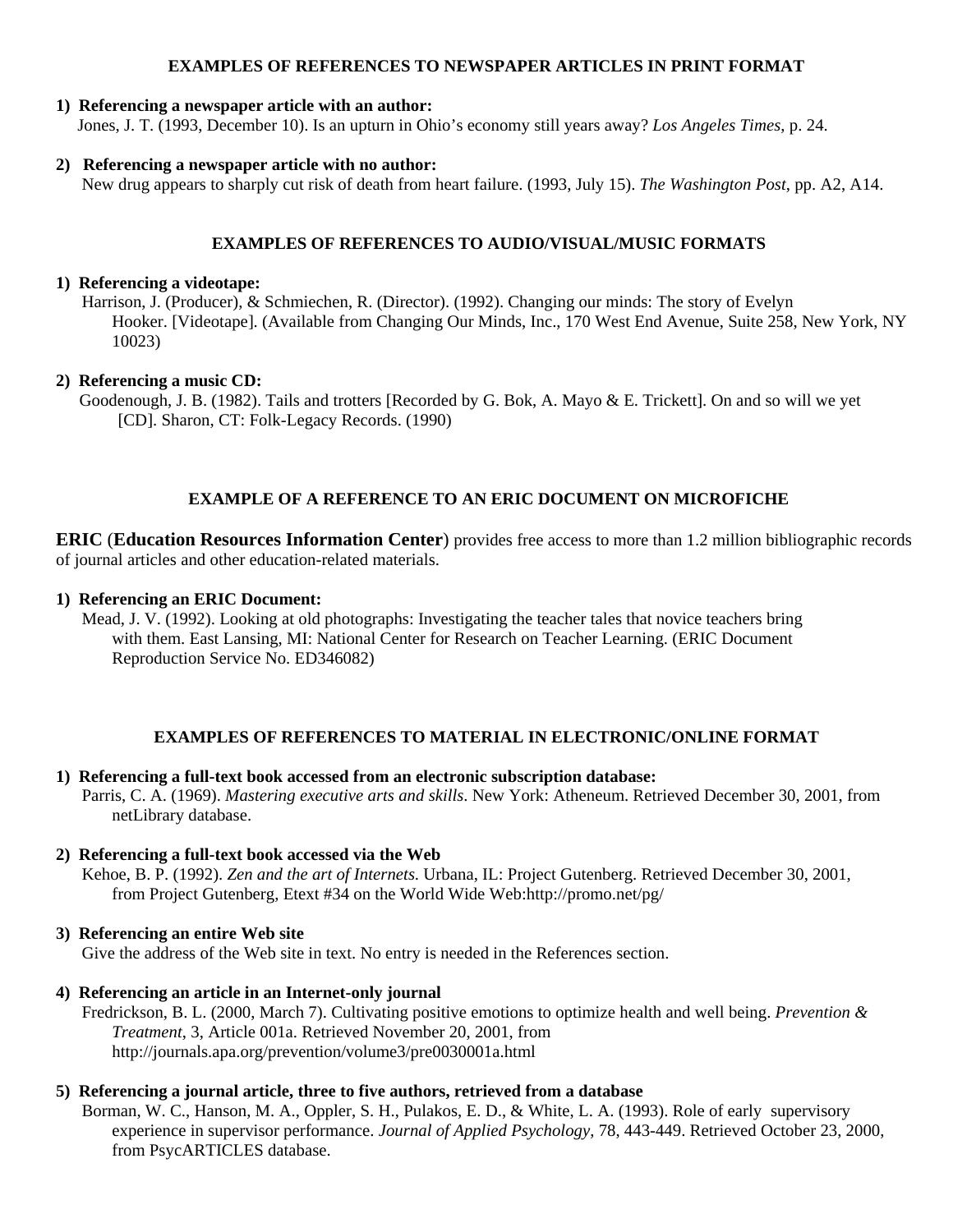## EXAMPLES OF REFERENCES TO NEWSPAPER ARTICLES IN PRINT FORMAT

**1) Referencing a newspaper article with an author:**

Jones, J. T. (1993, December 10). Is an upturn in Ohio's economy still years away? *Los Angeles Times*, p. 24.

**2) Referencing a newspaper article with no author:**

New drug appears to sharply cut risk of death from heart failure. (1993, July 15). *The Washington Post*, pp. A2, A14.

## EXAMPLES OF REFERENCES TO AUDIO/VISUAL/MUSIC FORMATS

**1) Referencing a videotape:**

Harrison, J. (Producer), & Schmiechen, R. (Director). (1992). Changing our minds: The story of Evelyn Hooker. [Videotape]. (Available from Changing Our Minds, Inc., 170 West End Avenue, Suite 258, New York, NY 10023)

**2) Referencing a music CD:**

Goodenough, J. B. (1982). Tails and trotters [Recorded by G. Bok, A. Mayo & E. Trickett]. On and so will we yet [CD]. Sharon, CT: Folk-Legacy Records. (1990)

## EXAMPLE OF A REFERENCE TO AN ERIC DOCUMENT ON MICROFICHE

**ERIC** (**Education Resources Information Center**) provides free access to more than 1.2 million bibliographic records of journal articles and other education-related materials.

**1) Referencing an ERIC Document:**

Mead, J. V. (1992). Looking at old photographs: Investigating the teacher tales that novice teachers bring with them. East Lansing, MI: National Center for Research on Teacher Learning. (ERIC Document Reproduction Service No. ED346082)

## EXAMPLES OF REFERENCES TO MATERIAL IN ELECTRONIC/ONLINE FORMAT

**1) Referencing a full-text book accessed from an electronic subscription database:**

Parris, C. A. (1969). *Mastering executive arts and skills*. New York: Atheneum. Retrieved December 30, 2001, from netLibrary database.

**2) Referencing a full-text book accessed via the Web**

Kehoe, B. P. (1992). *Zen and the art of Internets*. Urbana, IL: Project Gutenberg. Retrieved December 30, 2001, from Project Gutenberg, Etext #34 on the World Wide Web:http://promo.net/pg/

**3) Referencing an entire Web site**

Give the address of the Web site in text. No entry is needed in the References section.

**4) Referencing an article in an Internet-only journal**

Fredrickson, B. L. (2000, March 7). Cultivating positive emotions to optimize health and well being. *Prevention & Treatment*, 3, Article 001a. Retrieved November 20, 2001, from http://journals.apa.org/prevention/volume3/pre0030001a.html

**5) Referencing a journal article, three to five authors, retrieved from a database**

Borman, W. C., Hanson, M. A., Oppler, S. H., Pulakos, E. D., & White, L. A. (1993). Role of early supervisory experience in supervisor performance. *Journal of Applied Psychology*, 78, 443-449. Retrieved October 23, 2000, from PsycARTICLES database.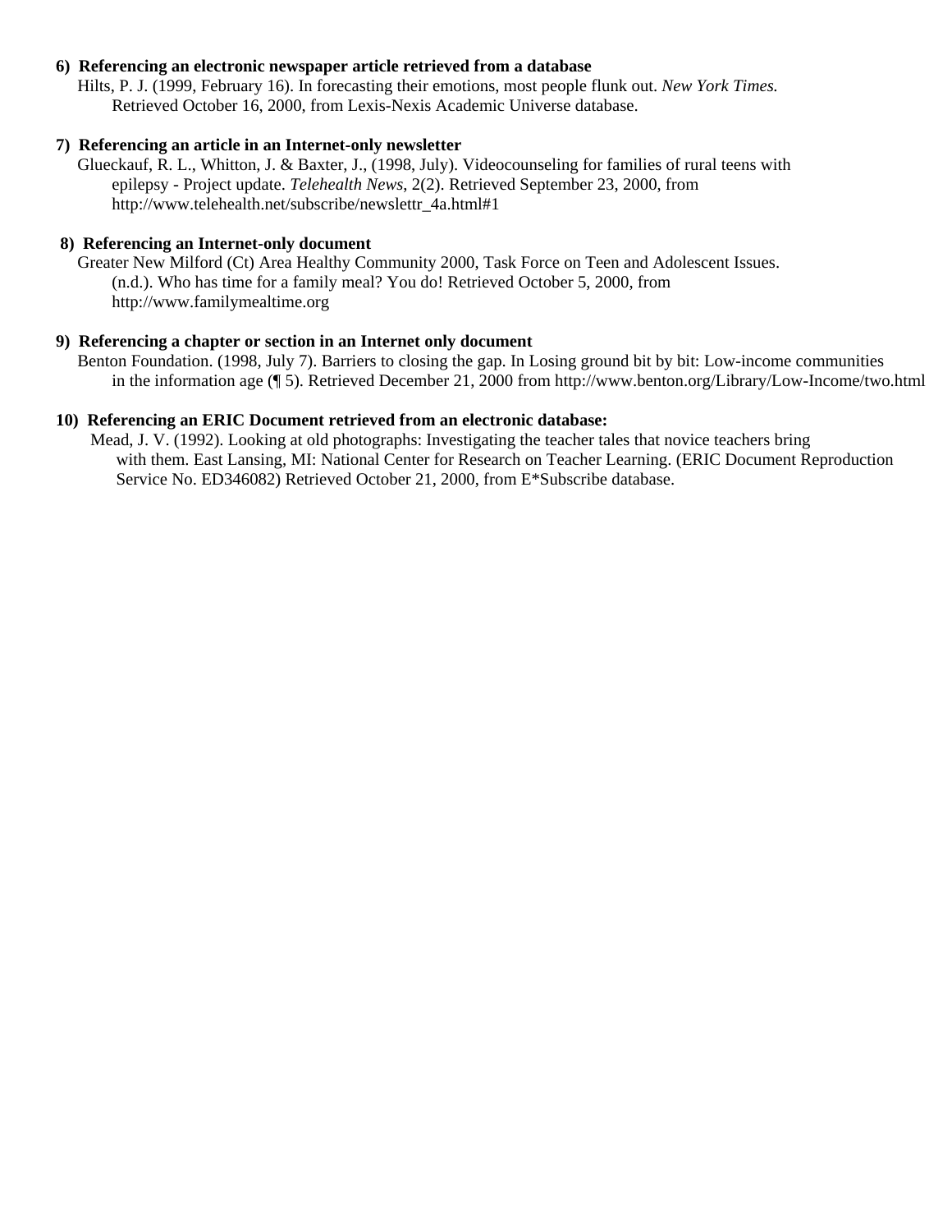**6) Referencing an electronic newspaper article retrieved from a database**

Hilts, P. J. (1999, February 16). In forecasting their emotions, most people flunk out. *New York Times.* Retrieved October 16, 2000, from Lexis-Nexis Academic Universe database.

**7) Referencing an article in an Internet-only newsletter**

Glueckauf, R. L., Whitton, J. & Baxter, J., (1998, July). Videocounseling for families of rural teens with epilepsy - Project update. *Telehealth News*, 2(2). Retrieved September 23, 2000, from http://www.telehealth.net/subscribe/newslettr_4a.html#1

**8) Referencing an Internet-only document**

Greater New Milford (Ct) Area Healthy Community 2000, Task Force on Teen and Adolescent Issues. (n.d.). Who has time for a family meal? You do! Retrieved October 5, 2000, from http://www.familymealtime.org

**9) Referencing a chapter or section in an Internet only document**

Benton Foundation. (1998, July 7). Barriers to closing the gap. In Losing ground bit by bit: Low-income communities in the information age (¶ 5). Retrieved December 21, 2000 from http://www.benton.org/Library/Low-Income/two.html

**10) Referencing an ERIC Document retrieved from an electronic database:**

Mead, J. V. (1992). Looking at old photographs: Investigating the teacher tales that novice teachers bring with them. East Lansing, MI: National Center for Research on Teacher Learning. (ERIC Document Reproduction Service No. ED346082) Retrieved October 21, 2000, from E*Subscribe database.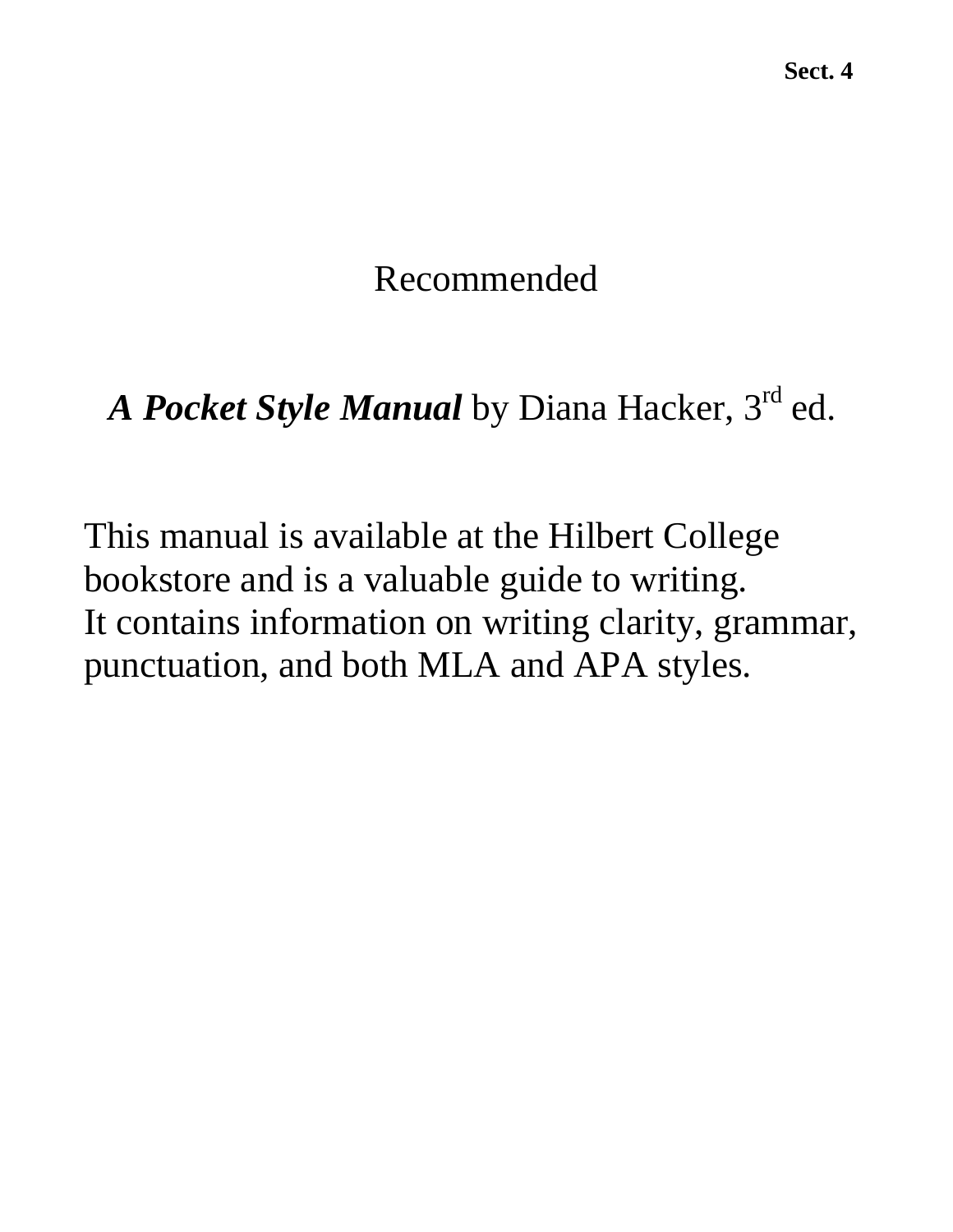**Sect. 4**

Recommended

***A Pocket Style Manual*** by Diana Hacker, 3rd ed.

This manual is available at the Hilbert College bookstore and is a valuable guide to writing.
It contains information on writing clarity, grammar, punctuation, and both MLA and APA styles.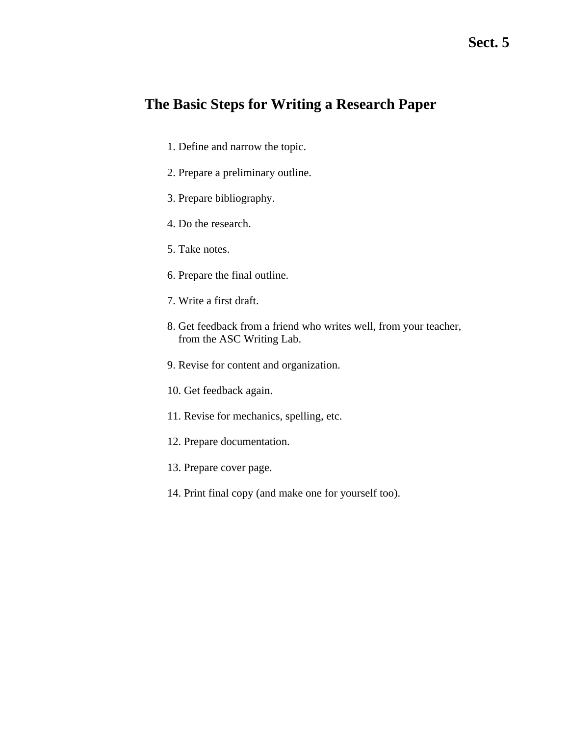**Sect. 5**

# The Basic Steps for Writing a Research Paper

1. Define and narrow the topic.
2. Prepare a preliminary outline.
3. Prepare bibliography.
4. Do the research.
5. Take notes.
6. Prepare the final outline.
7. Write a first draft.
8. Get feedback from a friend who writes well, from your teacher, from the ASC Writing Lab.
9. Revise for content and organization.
10. Get feedback again.
11. Revise for mechanics, spelling, etc.
12. Prepare documentation.
13. Prepare cover page.
14. Print final copy (and make one for yourself too).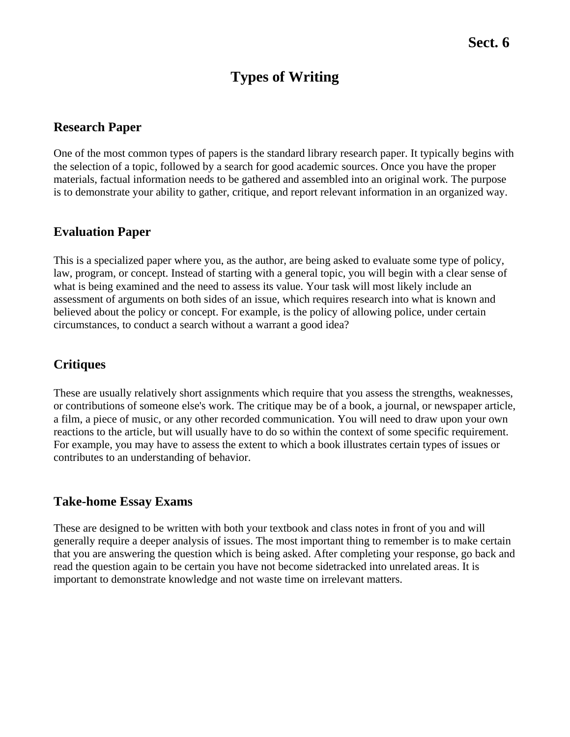Sect. 6

# Types of Writing

## Research Paper

One of the most common types of papers is the standard library research paper. It typically begins with the selection of a topic, followed by a search for good academic sources. Once you have the proper materials, factual information needs to be gathered and assembled into an original work. The purpose is to demonstrate your ability to gather, critique, and report relevant information in an organized way.

## Evaluation Paper

This is a specialized paper where you, as the author, are being asked to evaluate some type of policy, law, program, or concept. Instead of starting with a general topic, you will begin with a clear sense of what is being examined and the need to assess its value. Your task will most likely include an assessment of arguments on both sides of an issue, which requires research into what is known and believed about the policy or concept. For example, is the policy of allowing police, under certain circumstances, to conduct a search without a warrant a good idea?

## Critiques

These are usually relatively short assignments which require that you assess the strengths, weaknesses, or contributions of someone else's work. The critique may be of a book, a journal, or newspaper article, a film, a piece of music, or any other recorded communication. You will need to draw upon your own reactions to the article, but will usually have to do so within the context of some specific requirement. For example, you may have to assess the extent to which a book illustrates certain types of issues or contributes to an understanding of behavior.

## Take-home Essay Exams

These are designed to be written with both your textbook and class notes in front of you and will generally require a deeper analysis of issues. The most important thing to remember is to make certain that you are answering the question which is being asked. After completing your response, go back and read the question again to be certain you have not become sidetracked into unrelated areas. It is important to demonstrate knowledge and not waste time on irrelevant matters.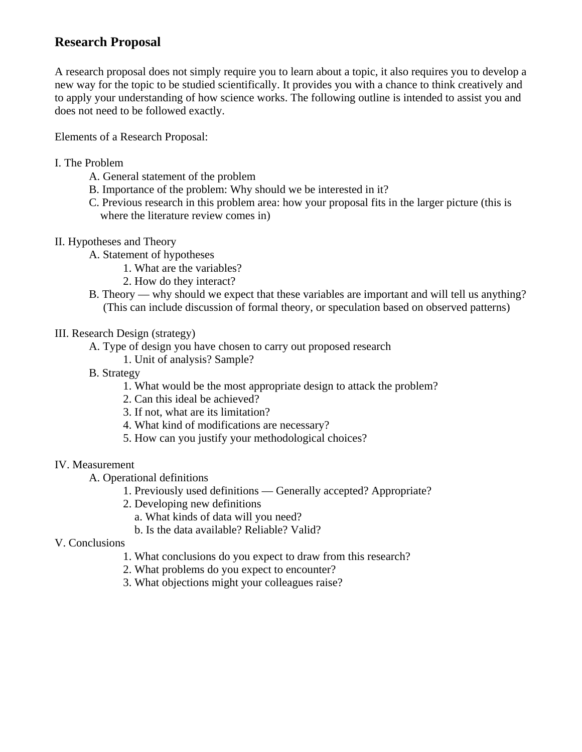## Research Proposal

A research proposal does not simply require you to learn about a topic, it also requires you to develop a new way for the topic to be studied scientifically. It provides you with a chance to think creatively and to apply your understanding of how science works. The following outline is intended to assist you and does not need to be followed exactly.

Elements of a Research Proposal:

I. The Problem

- A. General statement of the problem
- B. Importance of the problem: Why should we be interested in it?
- C. Previous research in this problem area: how your proposal fits in the larger picture (this is where the literature review comes in)

II. Hypotheses and Theory

- A. Statement of hypotheses
    1. What are the variables?
    2. How do they interact?
- B. Theory — why should we expect that these variables are important and will tell us anything? (This can include discussion of formal theory, or speculation based on observed patterns)

III. Research Design (strategy)

- A. Type of design you have chosen to carry out proposed research
    1. Unit of analysis? Sample?
- B. Strategy
    1. What would be the most appropriate design to attack the problem?
    2. Can this ideal be achieved?
    3. If not, what are its limitation?
    4. What kind of modifications are necessary?
    5. How can you justify your methodological choices?

IV. Measurement

- A. Operational definitions
    1. Previously used definitions — Generally accepted? Appropriate?
    2. Developing new definitions
        - a. What kinds of data will you need?
        - b. Is the data available? Reliable? Valid?

V. Conclusions

1. What conclusions do you expect to draw from this research?
2. What problems do you expect to encounter?
3. What objections might your colleagues raise?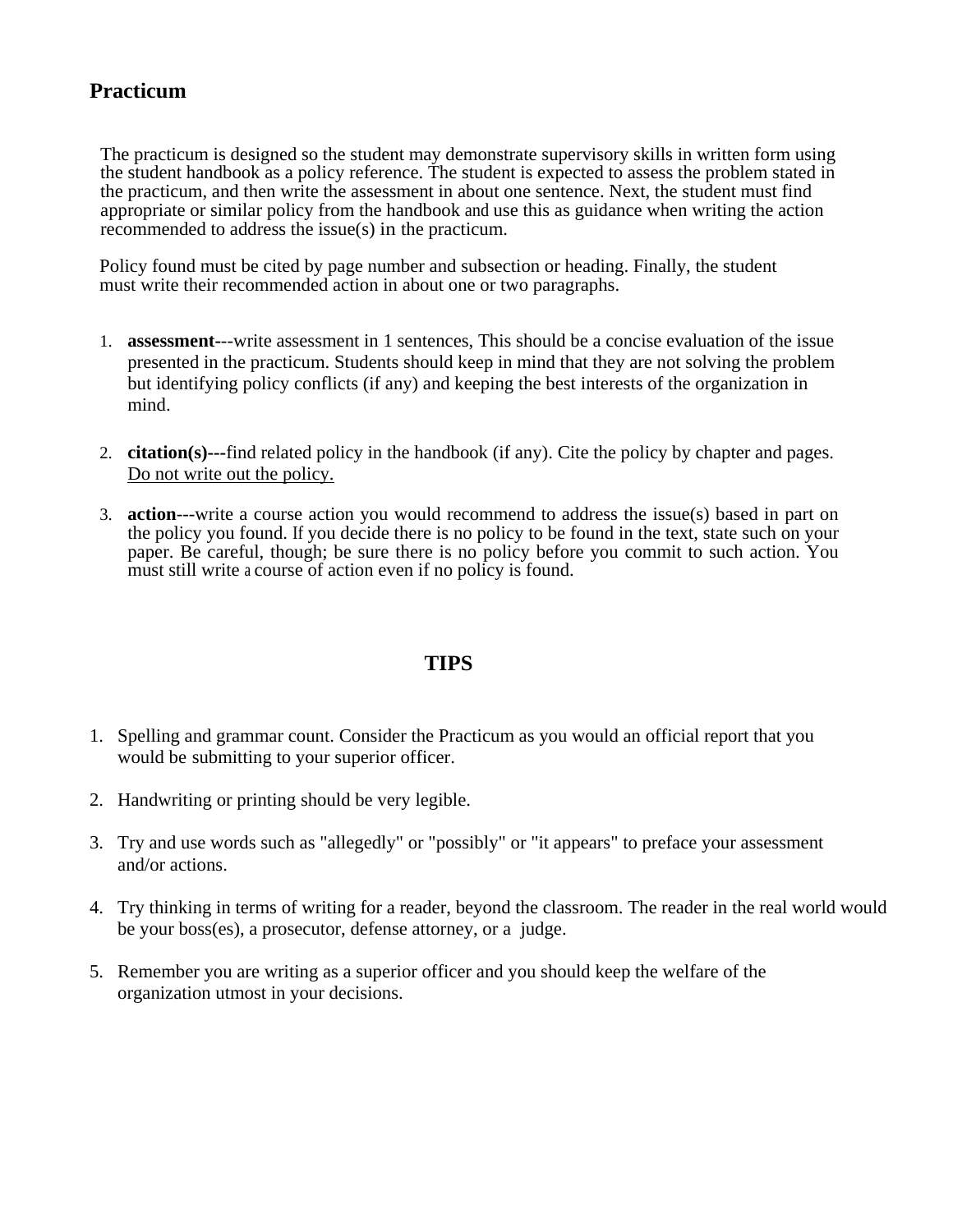## Practicum

The practicum is designed so the student may demonstrate supervisory skills in written form using the student handbook as a policy reference. The student is expected to assess the problem stated in the practicum, and then write the assessment in about one sentence. Next, the student must find appropriate or similar policy from the handbook and use this as guidance when writing the action recommended to address the issue(s) in the practicum.

Policy found must be cited by page number and subsection or heading. Finally, the student must write their recommended action in about one or two paragraphs.

1. **assessment**---write assessment in 1 sentences, This should be a concise evaluation of the issue presented in the practicum. Students should keep in mind that they are not solving the problem but identifying policy conflicts (if any) and keeping the best interests of the organization in mind.

2. **citation(s)---**find related policy in the handbook (if any). Cite the policy by chapter and pages. <u>Do not write out the policy.</u>

3. **action**---write a course action you would recommend to address the issue(s) based in part on the policy you found. If you decide there is no policy to be found in the text, state such on your paper. Be careful, though; be sure there is no policy before you commit to such action. You must still write a course of action even if no policy is found.

## TIPS

1. Spelling and grammar count. Consider the Practicum as you would an official report that you would be submitting to your superior officer.

2. Handwriting or printing should be very legible.

3. Try and use words such as "allegedly" or "possibly" or "it appears" to preface your assessment and/or actions.

4. Try thinking in terms of writing for a reader, beyond the classroom. The reader in the real world would be your boss(es), a prosecutor, defense attorney, or a judge.

5. Remember you are writing as a superior officer and you should keep the welfare of the organization utmost in your decisions.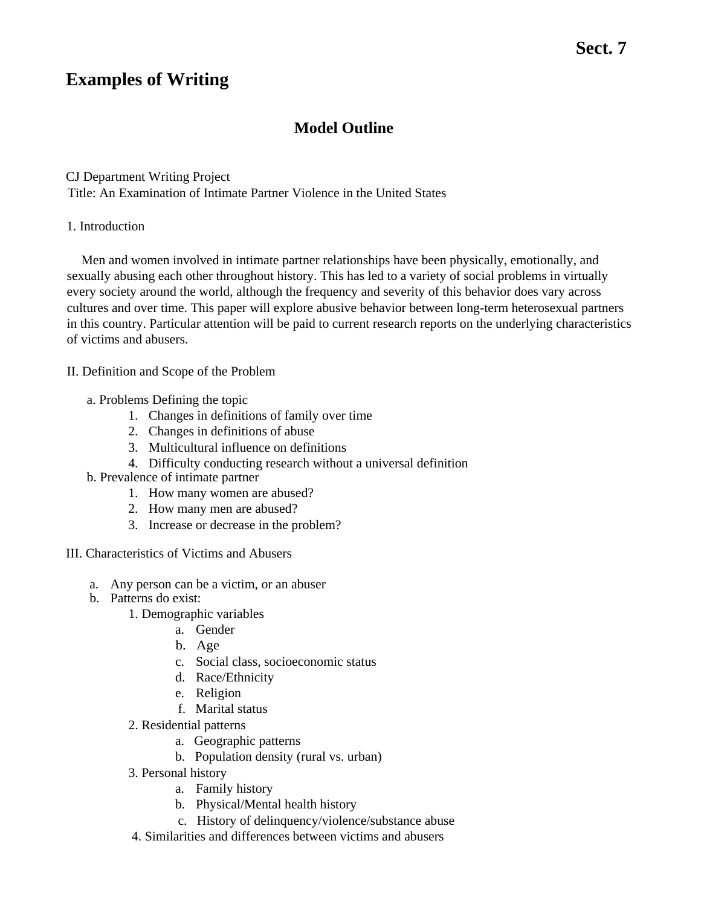**Sect. 7**

# Examples of Writing

## Model Outline

CJ Department Writing Project
Title: An Examination of Intimate Partner Violence in the United States

1. Introduction

Men and women involved in intimate partner relationships have been physically, emotionally, and sexually abusing each other throughout history. This has led to a variety of social problems in virtually every society around the world, although the frequency and severity of this behavior does vary across cultures and over time. This paper will explore abusive behavior between long-term heterosexual partners in this country. Particular attention will be paid to current research reports on the underlying characteristics of victims and abusers.

II. Definition and Scope of the Problem

- a. Problems Defining the topic
  1. Changes in definitions of family over time
  2. Changes in definitions of abuse
  3. Multicultural influence on definitions
  4. Difficulty conducting research without a universal definition
- b. Prevalence of intimate partner
  1. How many women are abused?
  2. How many men are abused?
  3. Increase or decrease in the problem?

III. Characteristics of Victims and Abusers

- a. Any person can be a victim, or an abuser
- b. Patterns do exist:
  - 1. Demographic variables
    - a. Gender
    - b. Age
    - c. Social class, socioeconomic status
    - d. Race/Ethnicity
    - e. Religion
    - f. Marital status
  - 2. Residential patterns
    - a. Geographic patterns
    - b. Population density (rural vs. urban)
  - 3. Personal history
    - a. Family history
    - b. Physical/Mental health history
    - c. History of delinquency/violence/substance abuse
  - 4. Similarities and differences between victims and abusers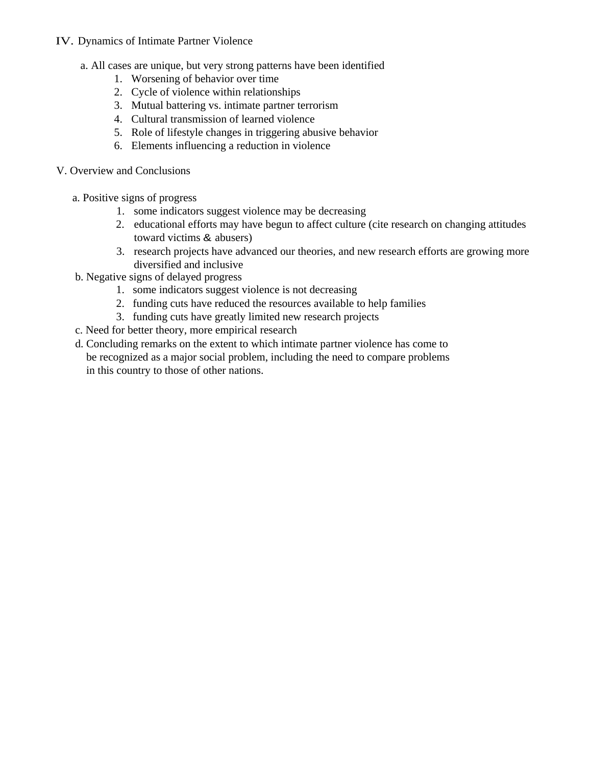IV. Dynamics of Intimate Partner Violence

a. All cases are unique, but very strong patterns have been identified
    1. Worsening of behavior over time
    2. Cycle of violence within relationships
    3. Mutual battering vs. intimate partner terrorism
    4. Cultural transmission of learned violence
    5. Role of lifestyle changes in triggering abusive behavior
    6. Elements influencing a reduction in violence

V. Overview and Conclusions

a. Positive signs of progress
    1. some indicators suggest violence may be decreasing
    2. educational efforts may have begun to affect culture (cite research on changing attitudes toward victims & abusers)
    3. research projects have advanced our theories, and new research efforts are growing more diversified and inclusive

b. Negative signs of delayed progress
    1. some indicators suggest violence is not decreasing
    2. funding cuts have reduced the resources available to help families
    3. funding cuts have greatly limited new research projects

c. Need for better theory, more empirical research

d. Concluding remarks on the extent to which intimate partner violence has come to be recognized as a major social problem, including the need to compare problems in this country to those of other nations.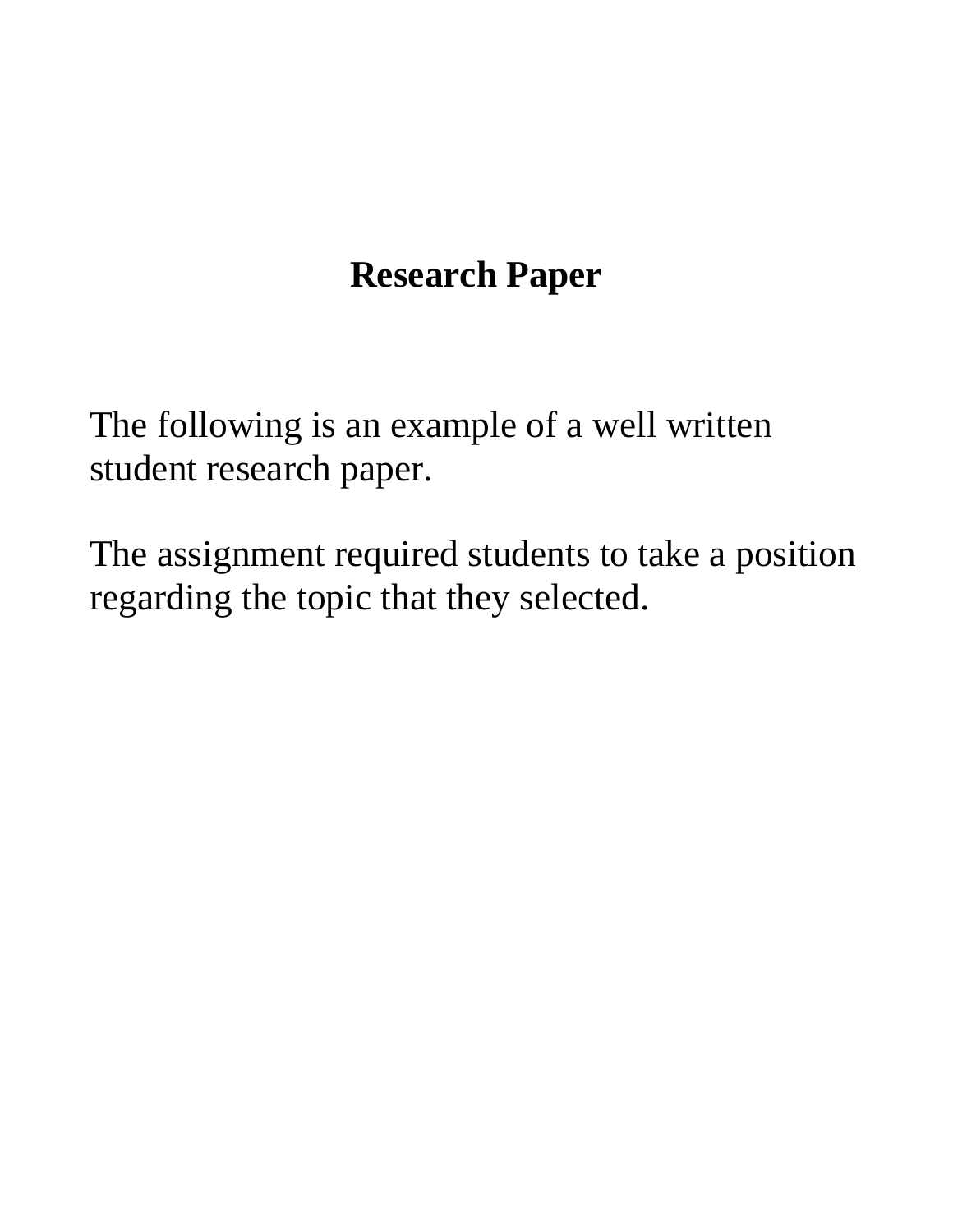# Research Paper

The following is an example of a well written student research paper.

The assignment required students to take a position regarding the topic that they selected.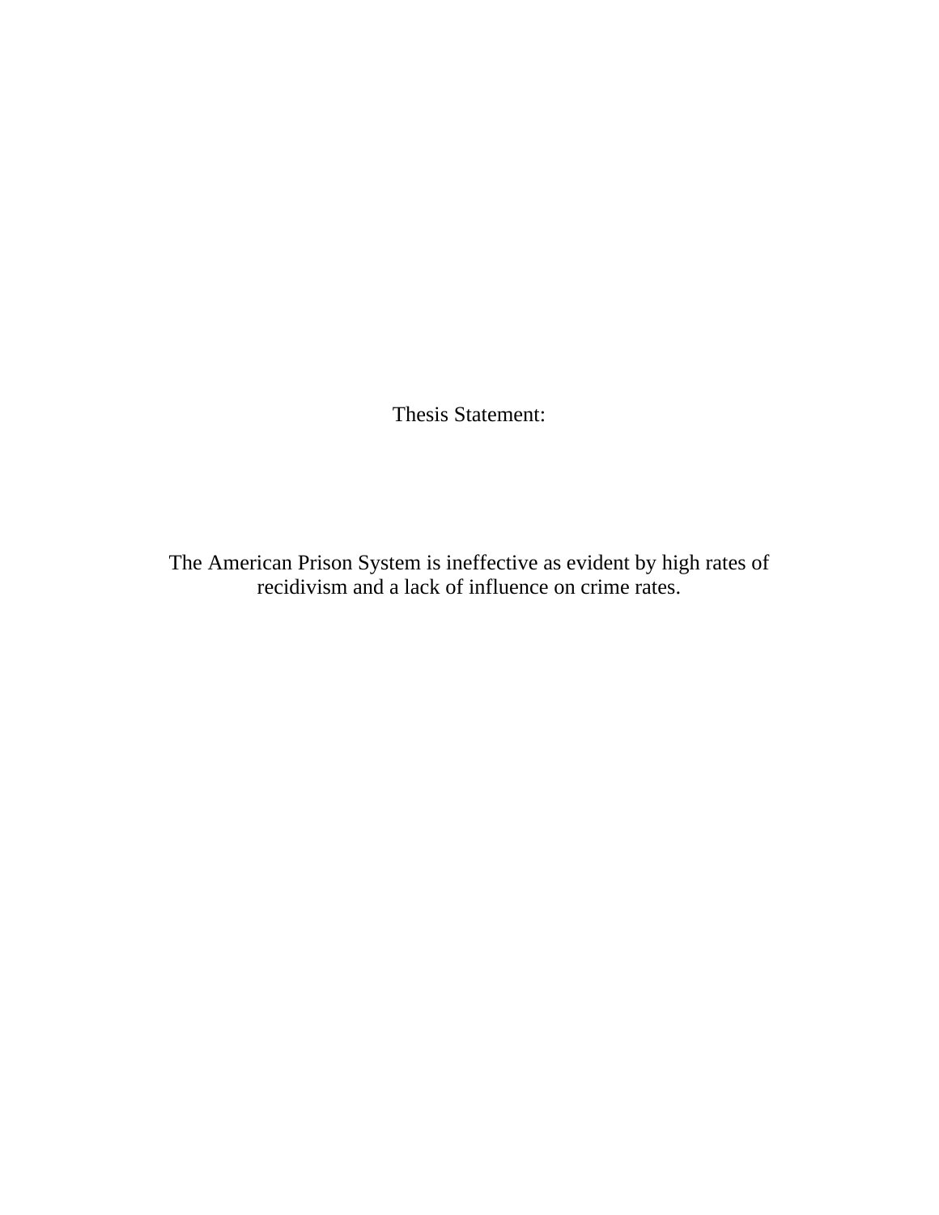Thesis Statement:

The American Prison System is ineffective as evident by high rates of recidivism and a lack of influence on crime rates.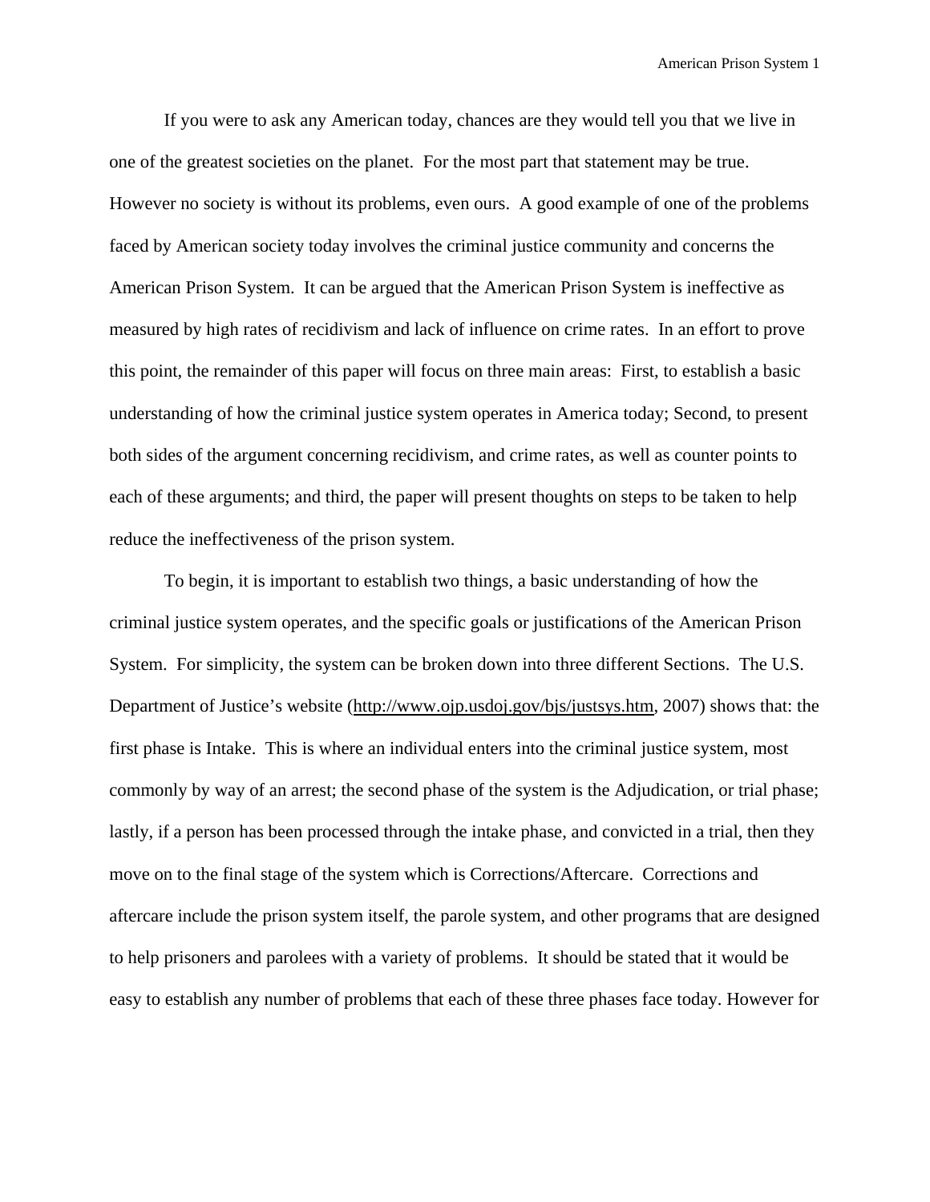If you were to ask any American today, chances are they would tell you that we live in one of the greatest societies on the planet. For the most part that statement may be true. However no society is without its problems, even ours. A good example of one of the problems faced by American society today involves the criminal justice community and concerns the American Prison System. It can be argued that the American Prison System is ineffective as measured by high rates of recidivism and lack of influence on crime rates. In an effort to prove this point, the remainder of this paper will focus on three main areas: First, to establish a basic understanding of how the criminal justice system operates in America today; Second, to present both sides of the argument concerning recidivism, and crime rates, as well as counter points to each of these arguments; and third, the paper will present thoughts on steps to be taken to help reduce the ineffectiveness of the prison system.

To begin, it is important to establish two things, a basic understanding of how the criminal justice system operates, and the specific goals or justifications of the American Prison System. For simplicity, the system can be broken down into three different Sections. The U.S. Department of Justice's website (http://www.ojp.usdoj.gov/bjs/justsys.htm, 2007) shows that: the first phase is Intake. This is where an individual enters into the criminal justice system, most commonly by way of an arrest; the second phase of the system is the Adjudication, or trial phase; lastly, if a person has been processed through the intake phase, and convicted in a trial, then they move on to the final stage of the system which is Corrections/Aftercare. Corrections and aftercare include the prison system itself, the parole system, and other programs that are designed to help prisoners and parolees with a variety of problems. It should be stated that it would be easy to establish any number of problems that each of these three phases face today. However for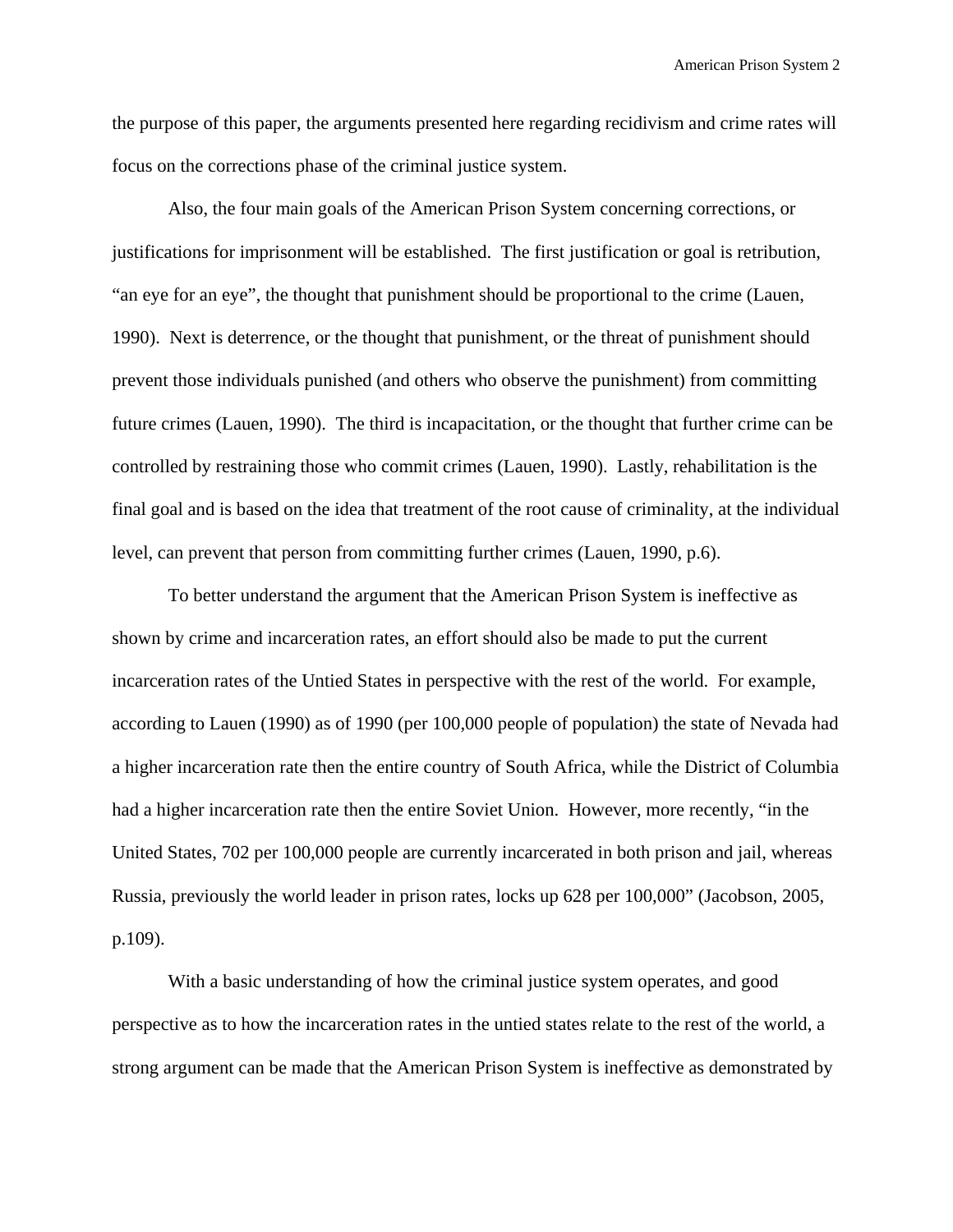the purpose of this paper, the arguments presented here regarding recidivism and crime rates will focus on the corrections phase of the criminal justice system.

Also, the four main goals of the American Prison System concerning corrections, or justifications for imprisonment will be established. The first justification or goal is retribution, "an eye for an eye", the thought that punishment should be proportional to the crime (Lauen, 1990). Next is deterrence, or the thought that punishment, or the threat of punishment should prevent those individuals punished (and others who observe the punishment) from committing future crimes (Lauen, 1990). The third is incapacitation, or the thought that further crime can be controlled by restraining those who commit crimes (Lauen, 1990). Lastly, rehabilitation is the final goal and is based on the idea that treatment of the root cause of criminality, at the individual level, can prevent that person from committing further crimes (Lauen, 1990, p.6).

To better understand the argument that the American Prison System is ineffective as shown by crime and incarceration rates, an effort should also be made to put the current incarceration rates of the Untied States in perspective with the rest of the world. For example, according to Lauen (1990) as of 1990 (per 100,000 people of population) the state of Nevada had a higher incarceration rate then the entire country of South Africa, while the District of Columbia had a higher incarceration rate then the entire Soviet Union. However, more recently, "in the United States, 702 per 100,000 people are currently incarcerated in both prison and jail, whereas Russia, previously the world leader in prison rates, locks up 628 per 100,000" (Jacobson, 2005, p.109).

With a basic understanding of how the criminal justice system operates, and good perspective as to how the incarceration rates in the untied states relate to the rest of the world, a strong argument can be made that the American Prison System is ineffective as demonstrated by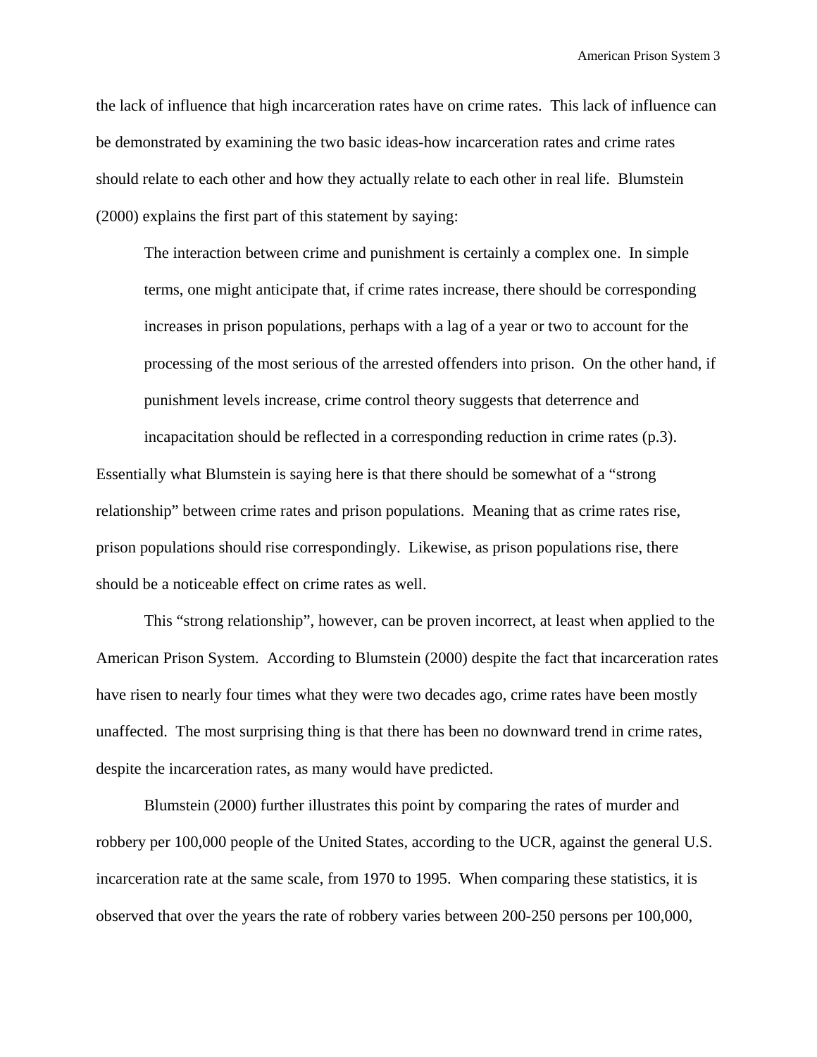the lack of influence that high incarceration rates have on crime rates. This lack of influence can be demonstrated by examining the two basic ideas-how incarceration rates and crime rates should relate to each other and how they actually relate to each other in real life. Blumstein (2000) explains the first part of this statement by saying:

> The interaction between crime and punishment is certainly a complex one. In simple terms, one might anticipate that, if crime rates increase, there should be corresponding increases in prison populations, perhaps with a lag of a year or two to account for the processing of the most serious of the arrested offenders into prison. On the other hand, if punishment levels increase, crime control theory suggests that deterrence and incapacitation should be reflected in a corresponding reduction in crime rates (p.3).

Essentially what Blumstein is saying here is that there should be somewhat of a "strong relationship" between crime rates and prison populations. Meaning that as crime rates rise, prison populations should rise correspondingly. Likewise, as prison populations rise, there should be a noticeable effect on crime rates as well.

This "strong relationship", however, can be proven incorrect, at least when applied to the American Prison System. According to Blumstein (2000) despite the fact that incarceration rates have risen to nearly four times what they were two decades ago, crime rates have been mostly unaffected. The most surprising thing is that there has been no downward trend in crime rates, despite the incarceration rates, as many would have predicted.

Blumstein (2000) further illustrates this point by comparing the rates of murder and robbery per 100,000 people of the United States, according to the UCR, against the general U.S. incarceration rate at the same scale, from 1970 to 1995. When comparing these statistics, it is observed that over the years the rate of robbery varies between 200-250 persons per 100,000,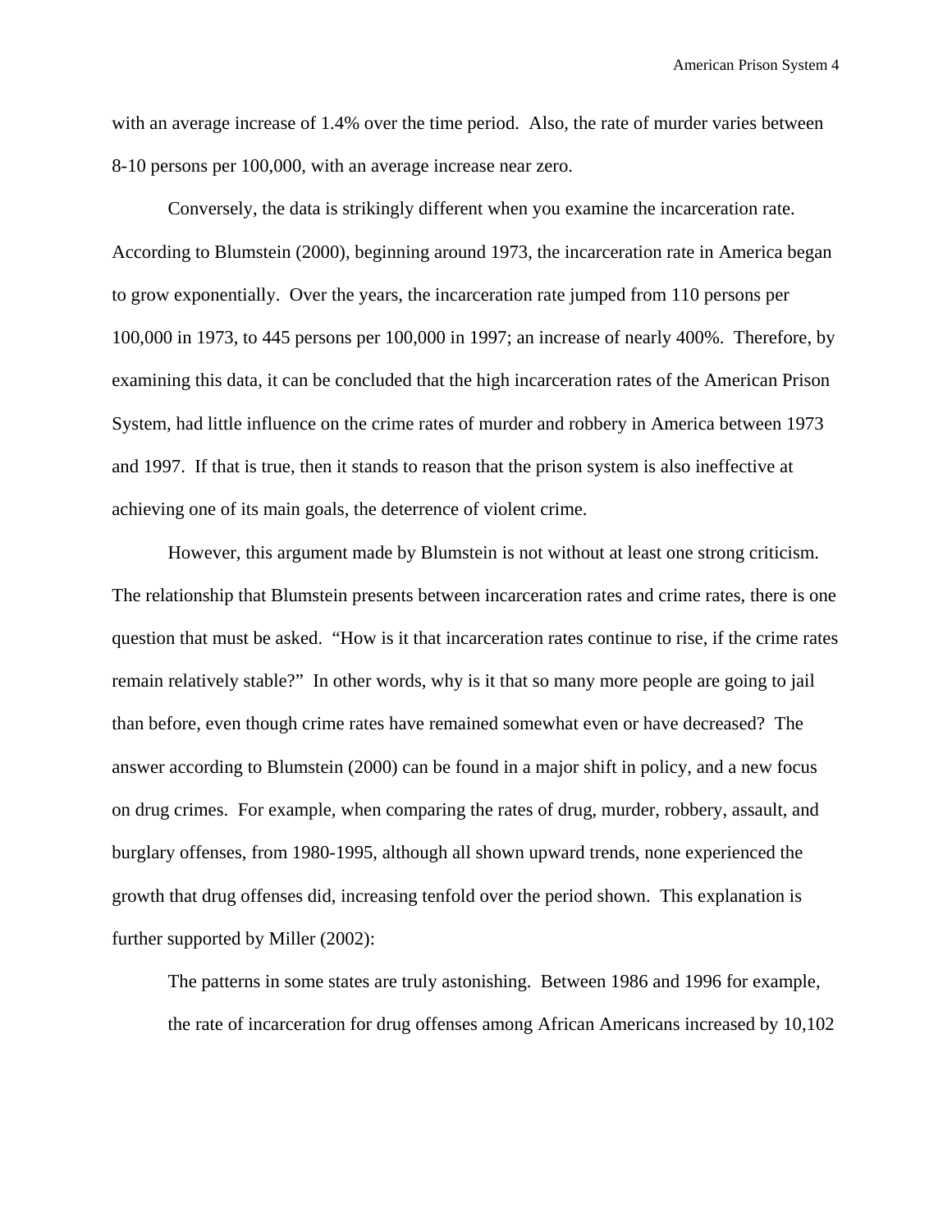with an average increase of 1.4% over the time period. Also, the rate of murder varies between 8-10 persons per 100,000, with an average increase near zero.

Conversely, the data is strikingly different when you examine the incarceration rate. According to Blumstein (2000), beginning around 1973, the incarceration rate in America began to grow exponentially. Over the years, the incarceration rate jumped from 110 persons per 100,000 in 1973, to 445 persons per 100,000 in 1997; an increase of nearly 400%. Therefore, by examining this data, it can be concluded that the high incarceration rates of the American Prison System, had little influence on the crime rates of murder and robbery in America between 1973 and 1997. If that is true, then it stands to reason that the prison system is also ineffective at achieving one of its main goals, the deterrence of violent crime.

However, this argument made by Blumstein is not without at least one strong criticism. The relationship that Blumstein presents between incarceration rates and crime rates, there is one question that must be asked. "How is it that incarceration rates continue to rise, if the crime rates remain relatively stable?" In other words, why is it that so many more people are going to jail than before, even though crime rates have remained somewhat even or have decreased? The answer according to Blumstein (2000) can be found in a major shift in policy, and a new focus on drug crimes. For example, when comparing the rates of drug, murder, robbery, assault, and burglary offenses, from 1980-1995, although all shown upward trends, none experienced the growth that drug offenses did, increasing tenfold over the period shown. This explanation is further supported by Miller (2002):

> The patterns in some states are truly astonishing. Between 1986 and 1996 for example, the rate of incarceration for drug offenses among African Americans increased by 10,102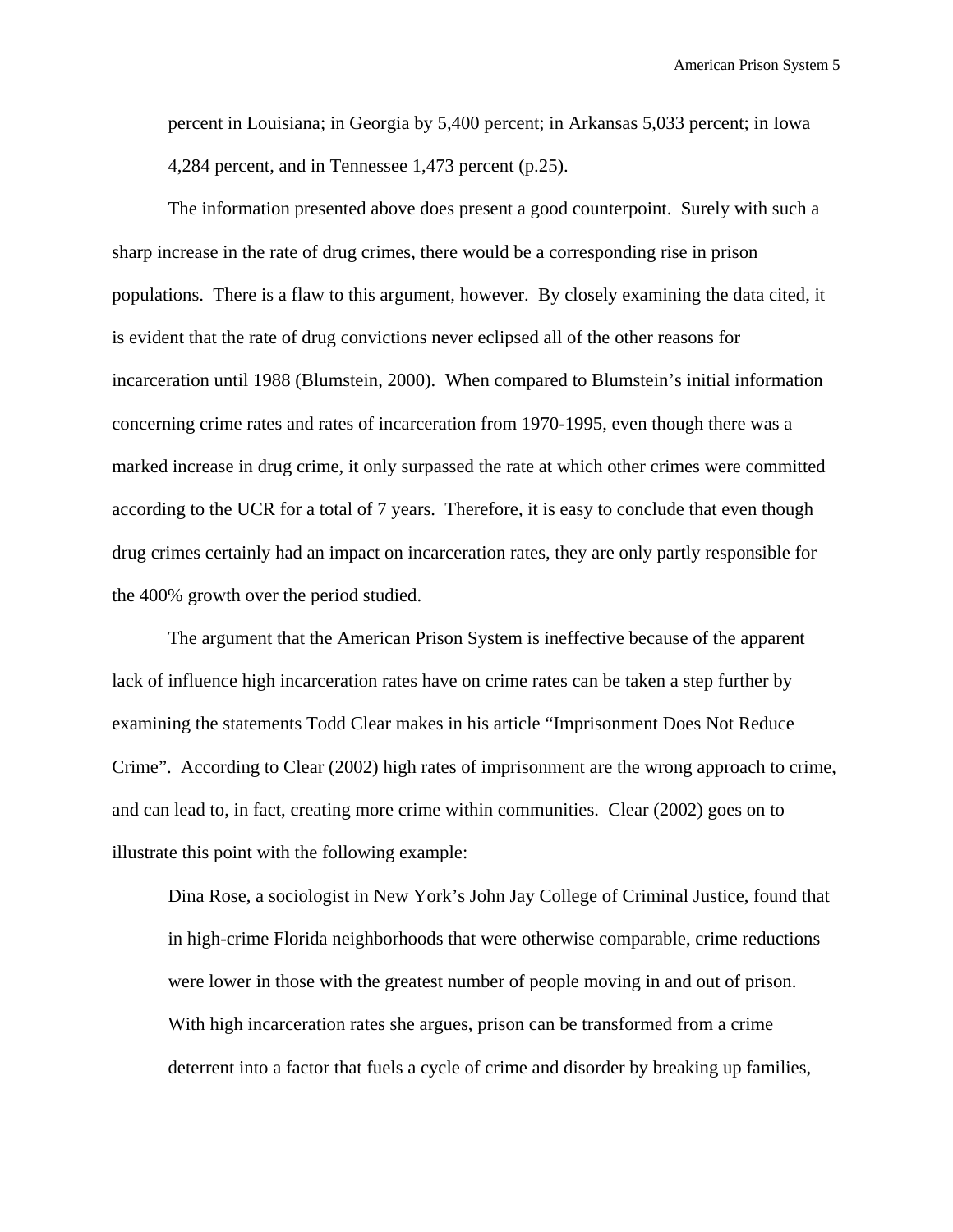percent in Louisiana; in Georgia by 5,400 percent; in Arkansas 5,033 percent; in Iowa 4,284 percent, and in Tennessee 1,473 percent (p.25).

The information presented above does present a good counterpoint. Surely with such a sharp increase in the rate of drug crimes, there would be a corresponding rise in prison populations. There is a flaw to this argument, however. By closely examining the data cited, it is evident that the rate of drug convictions never eclipsed all of the other reasons for incarceration until 1988 (Blumstein, 2000). When compared to Blumstein's initial information concerning crime rates and rates of incarceration from 1970-1995, even though there was a marked increase in drug crime, it only surpassed the rate at which other crimes were committed according to the UCR for a total of 7 years. Therefore, it is easy to conclude that even though drug crimes certainly had an impact on incarceration rates, they are only partly responsible for the 400% growth over the period studied.

The argument that the American Prison System is ineffective because of the apparent lack of influence high incarceration rates have on crime rates can be taken a step further by examining the statements Todd Clear makes in his article "Imprisonment Does Not Reduce Crime". According to Clear (2002) high rates of imprisonment are the wrong approach to crime, and can lead to, in fact, creating more crime within communities. Clear (2002) goes on to illustrate this point with the following example:

> Dina Rose, a sociologist in New York's John Jay College of Criminal Justice, found that in high-crime Florida neighborhoods that were otherwise comparable, crime reductions were lower in those with the greatest number of people moving in and out of prison. With high incarceration rates she argues, prison can be transformed from a crime deterrent into a factor that fuels a cycle of crime and disorder by breaking up families,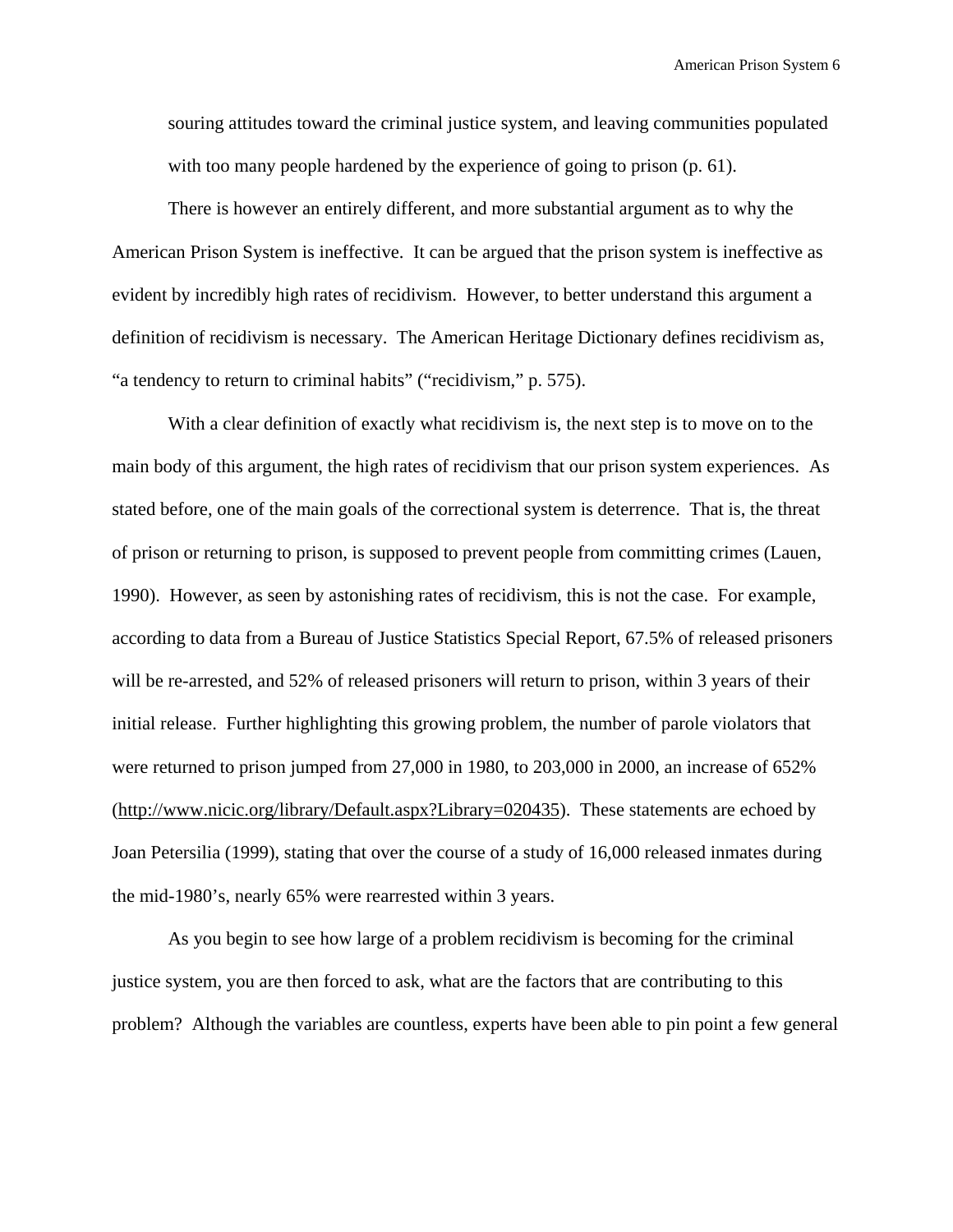souring attitudes toward the criminal justice system, and leaving communities populated with too many people hardened by the experience of going to prison (p. 61).

There is however an entirely different, and more substantial argument as to why the American Prison System is ineffective. It can be argued that the prison system is ineffective as evident by incredibly high rates of recidivism. However, to better understand this argument a definition of recidivism is necessary. The American Heritage Dictionary defines recidivism as, "a tendency to return to criminal habits" ("recidivism," p. 575).

With a clear definition of exactly what recidivism is, the next step is to move on to the main body of this argument, the high rates of recidivism that our prison system experiences. As stated before, one of the main goals of the correctional system is deterrence. That is, the threat of prison or returning to prison, is supposed to prevent people from committing crimes (Lauen, 1990). However, as seen by astonishing rates of recidivism, this is not the case. For example, according to data from a Bureau of Justice Statistics Special Report, 67.5% of released prisoners will be re-arrested, and 52% of released prisoners will return to prison, within 3 years of their initial release. Further highlighting this growing problem, the number of parole violators that were returned to prison jumped from 27,000 in 1980, to 203,000 in 2000, an increase of 652% (http://www.nicic.org/library/Default.aspx?Library=020435). These statements are echoed by Joan Petersilia (1999), stating that over the course of a study of 16,000 released inmates during the mid-1980's, nearly 65% were rearrested within 3 years.

As you begin to see how large of a problem recidivism is becoming for the criminal justice system, you are then forced to ask, what are the factors that are contributing to this problem? Although the variables are countless, experts have been able to pin point a few general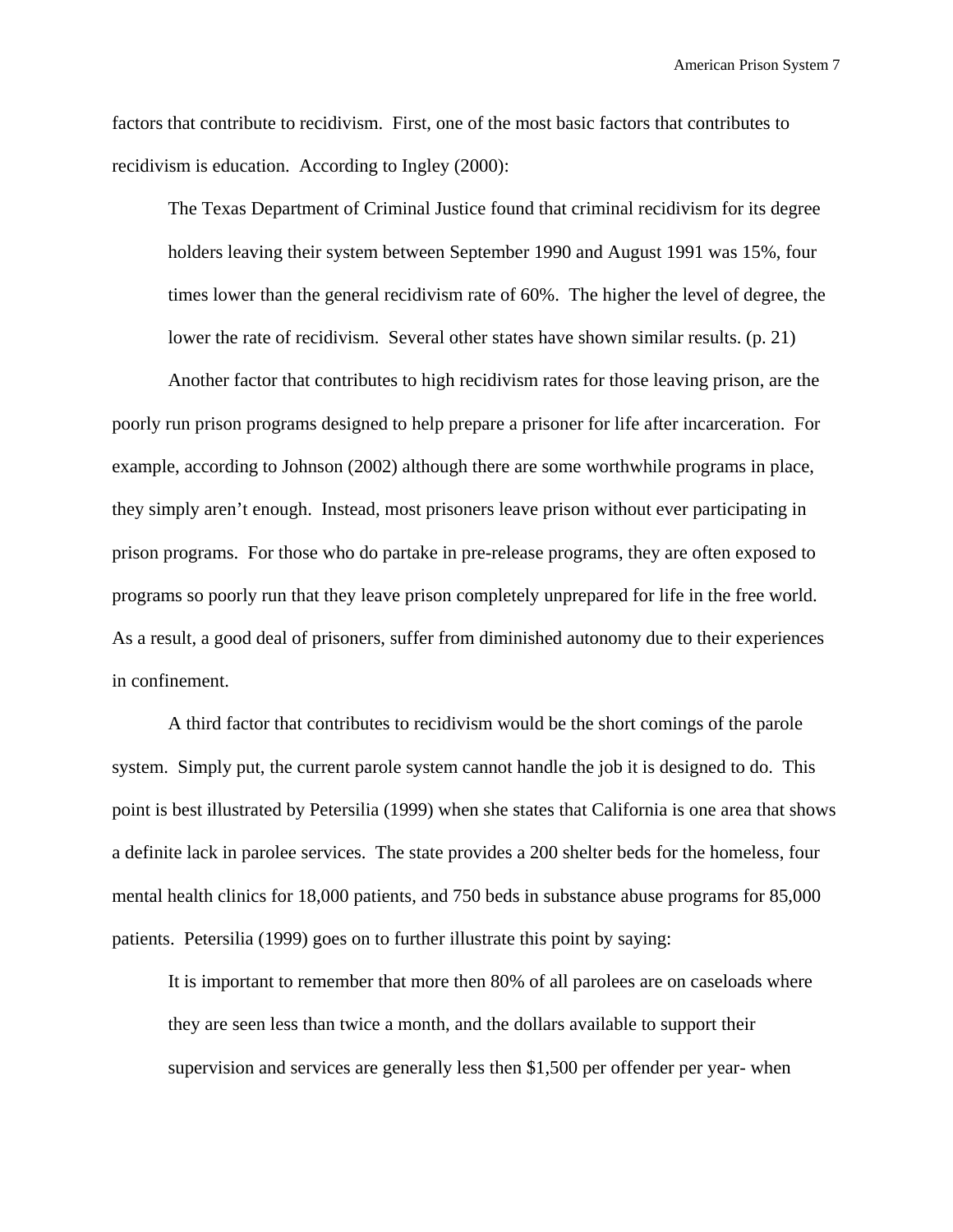factors that contribute to recidivism. First, one of the most basic factors that contributes to recidivism is education. According to Ingley (2000):

> The Texas Department of Criminal Justice found that criminal recidivism for its degree holders leaving their system between September 1990 and August 1991 was 15%, four times lower than the general recidivism rate of 60%. The higher the level of degree, the lower the rate of recidivism. Several other states have shown similar results. (p. 21)

Another factor that contributes to high recidivism rates for those leaving prison, are the poorly run prison programs designed to help prepare a prisoner for life after incarceration. For example, according to Johnson (2002) although there are some worthwhile programs in place, they simply aren't enough. Instead, most prisoners leave prison without ever participating in prison programs. For those who do partake in pre-release programs, they are often exposed to programs so poorly run that they leave prison completely unprepared for life in the free world. As a result, a good deal of prisoners, suffer from diminished autonomy due to their experiences in confinement.

A third factor that contributes to recidivism would be the short comings of the parole system. Simply put, the current parole system cannot handle the job it is designed to do. This point is best illustrated by Petersilia (1999) when she states that California is one area that shows a definite lack in parolee services. The state provides a 200 shelter beds for the homeless, four mental health clinics for 18,000 patients, and 750 beds in substance abuse programs for 85,000 patients. Petersilia (1999) goes on to further illustrate this point by saying:

> It is important to remember that more then 80% of all parolees are on caseloads where they are seen less than twice a month, and the dollars available to support their supervision and services are generally less then $1,500 per offender per year- when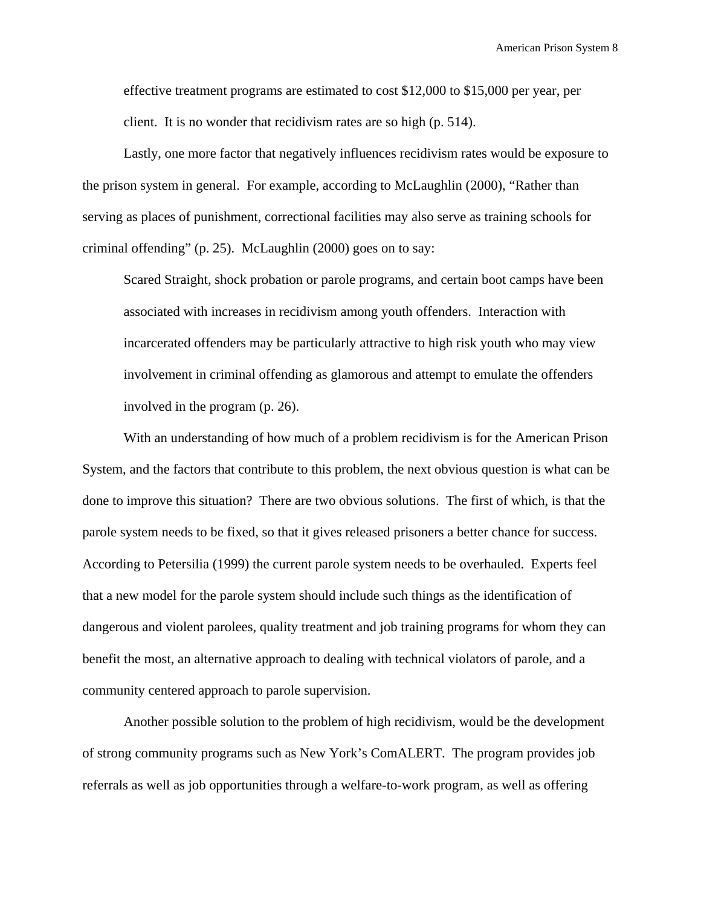effective treatment programs are estimated to cost $12,000 to $15,000 per year, per client. It is no wonder that recidivism rates are so high (p. 514).

Lastly, one more factor that negatively influences recidivism rates would be exposure to the prison system in general. For example, according to McLaughlin (2000), "Rather than serving as places of punishment, correctional facilities may also serve as training schools for criminal offending" (p. 25). McLaughlin (2000) goes on to say:

> Scared Straight, shock probation or parole programs, and certain boot camps have been associated with increases in recidivism among youth offenders. Interaction with incarcerated offenders may be particularly attractive to high risk youth who may view involvement in criminal offending as glamorous and attempt to emulate the offenders involved in the program (p. 26).

With an understanding of how much of a problem recidivism is for the American Prison System, and the factors that contribute to this problem, the next obvious question is what can be done to improve this situation? There are two obvious solutions. The first of which, is that the parole system needs to be fixed, so that it gives released prisoners a better chance for success. According to Petersilia (1999) the current parole system needs to be overhauled. Experts feel that a new model for the parole system should include such things as the identification of dangerous and violent parolees, quality treatment and job training programs for whom they can benefit the most, an alternative approach to dealing with technical violators of parole, and a community centered approach to parole supervision.

Another possible solution to the problem of high recidivism, would be the development of strong community programs such as New York's ComALERT. The program provides job referrals as well as job opportunities through a welfare-to-work program, as well as offering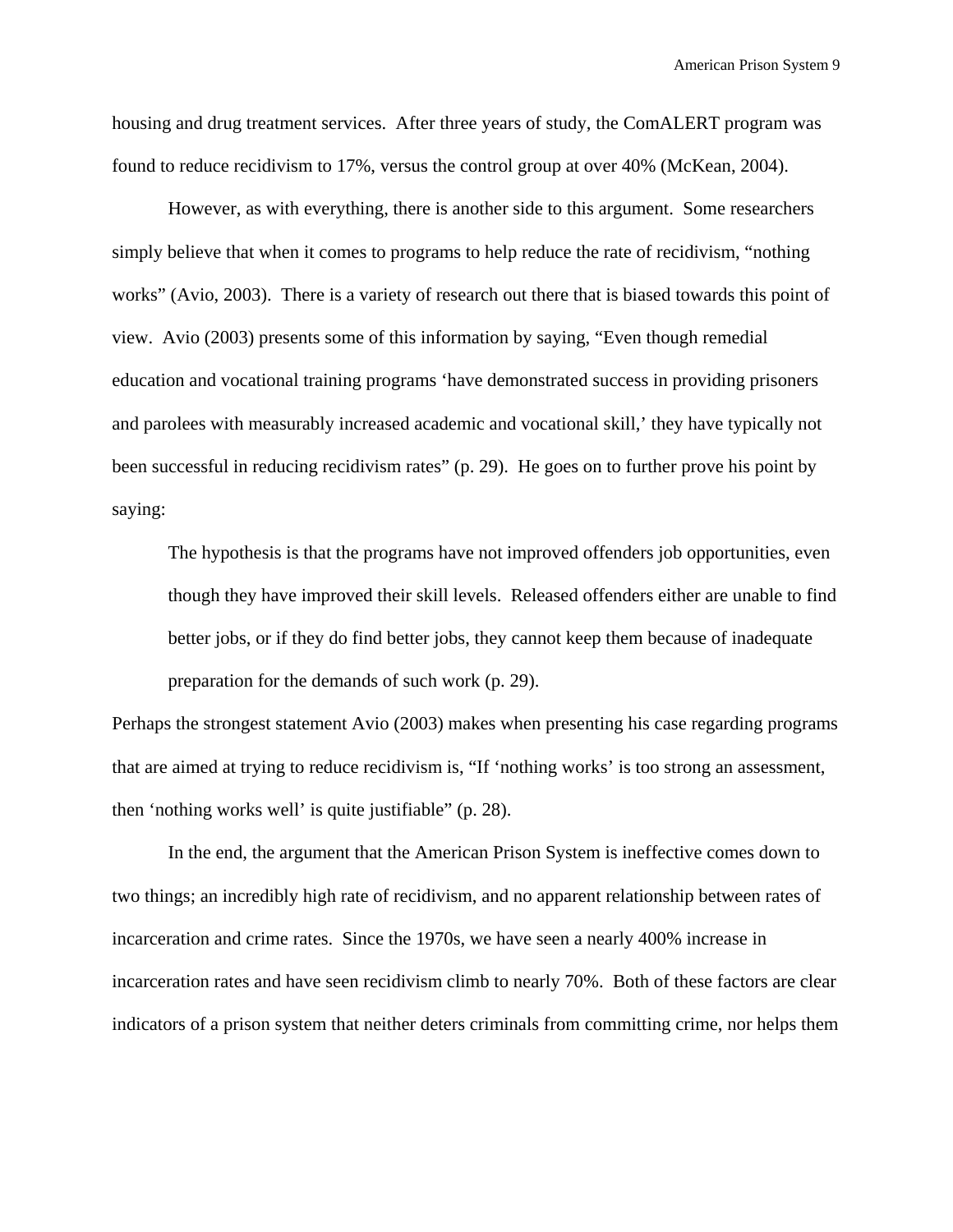housing and drug treatment services. After three years of study, the ComALERT program was found to reduce recidivism to 17%, versus the control group at over 40% (McKean, 2004).

However, as with everything, there is another side to this argument. Some researchers simply believe that when it comes to programs to help reduce the rate of recidivism, "nothing works" (Avio, 2003). There is a variety of research out there that is biased towards this point of view. Avio (2003) presents some of this information by saying, "Even though remedial education and vocational training programs 'have demonstrated success in providing prisoners and parolees with measurably increased academic and vocational skill,' they have typically not been successful in reducing recidivism rates" (p. 29). He goes on to further prove his point by saying:

> The hypothesis is that the programs have not improved offenders job opportunities, even though they have improved their skill levels. Released offenders either are unable to find better jobs, or if they do find better jobs, they cannot keep them because of inadequate preparation for the demands of such work (p. 29).

Perhaps the strongest statement Avio (2003) makes when presenting his case regarding programs that are aimed at trying to reduce recidivism is, "If 'nothing works' is too strong an assessment, then 'nothing works well' is quite justifiable" (p. 28).

In the end, the argument that the American Prison System is ineffective comes down to two things; an incredibly high rate of recidivism, and no apparent relationship between rates of incarceration and crime rates. Since the 1970s, we have seen a nearly 400% increase in incarceration rates and have seen recidivism climb to nearly 70%. Both of these factors are clear indicators of a prison system that neither deters criminals from committing crime, nor helps them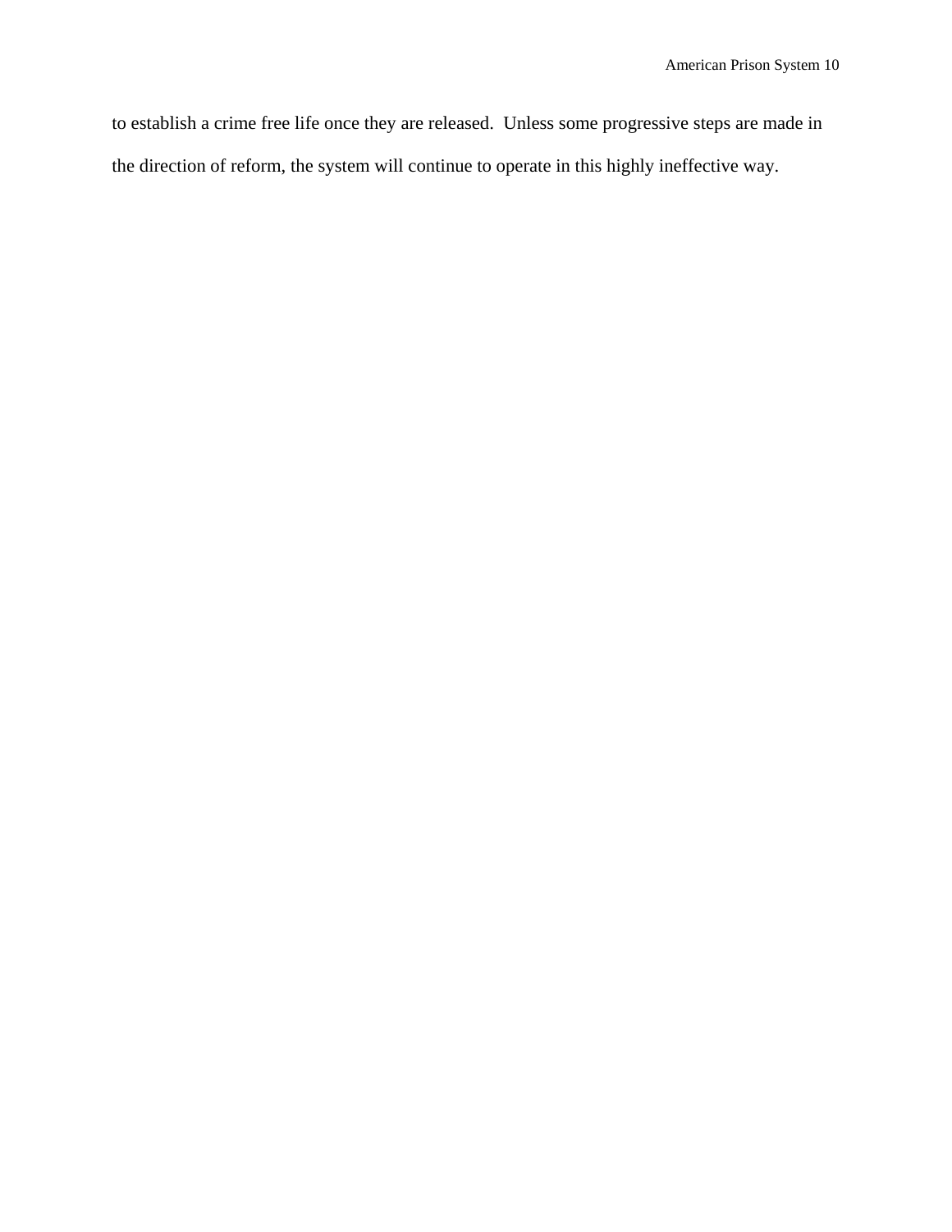to establish a crime free life once they are released.  Unless some progressive steps are made in the direction of reform, the system will continue to operate in this highly ineffective way.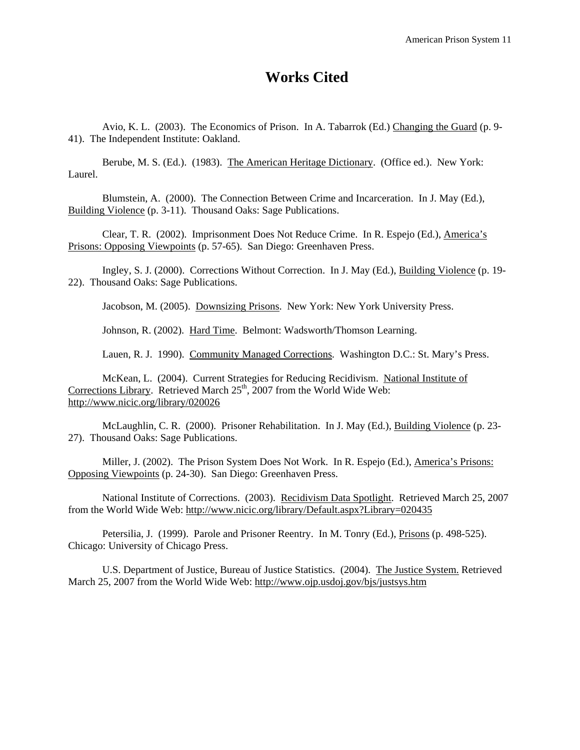# Works Cited

Avio, K. L. (2003). The Economics of Prison. In A. Tabarrok (Ed.) Changing the Guard (p. 9-41). The Independent Institute: Oakland.

Berube, M. S. (Ed.). (1983). The American Heritage Dictionary. (Office ed.). New York: Laurel.

Blumstein, A. (2000). The Connection Between Crime and Incarceration. In J. May (Ed.), Building Violence (p. 3-11). Thousand Oaks: Sage Publications.

Clear, T. R. (2002). Imprisonment Does Not Reduce Crime. In R. Espejo (Ed.), America's Prisons: Opposing Viewpoints (p. 57-65). San Diego: Greenhaven Press.

Ingley, S. J. (2000). Corrections Without Correction. In J. May (Ed.), Building Violence (p. 19-22). Thousand Oaks: Sage Publications.

Jacobson, M. (2005). Downsizing Prisons. New York: New York University Press.

Johnson, R. (2002). Hard Time. Belmont: Wadsworth/Thomson Learning.

Lauen, R. J. 1990). Community Managed Corrections. Washington D.C.: St. Mary's Press.

McKean, L. (2004). Current Strategies for Reducing Recidivism. National Institute of Corrections Library. Retrieved March 25th, 2007 from the World Wide Web: http://www.nicic.org/library/020026

McLaughlin, C. R. (2000). Prisoner Rehabilitation. In J. May (Ed.), Building Violence (p. 23-27). Thousand Oaks: Sage Publications.

Miller, J. (2002). The Prison System Does Not Work. In R. Espejo (Ed.), America's Prisons: Opposing Viewpoints (p. 24-30). San Diego: Greenhaven Press.

National Institute of Corrections. (2003). Recidivism Data Spotlight. Retrieved March 25, 2007 from the World Wide Web: http://www.nicic.org/library/Default.aspx?Library=020435

Petersilia, J. (1999). Parole and Prisoner Reentry. In M. Tonry (Ed.), Prisons (p. 498-525). Chicago: University of Chicago Press.

U.S. Department of Justice, Bureau of Justice Statistics. (2004). The Justice System. Retrieved March 25, 2007 from the World Wide Web: http://www.ojp.usdoj.gov/bjs/justsys.htm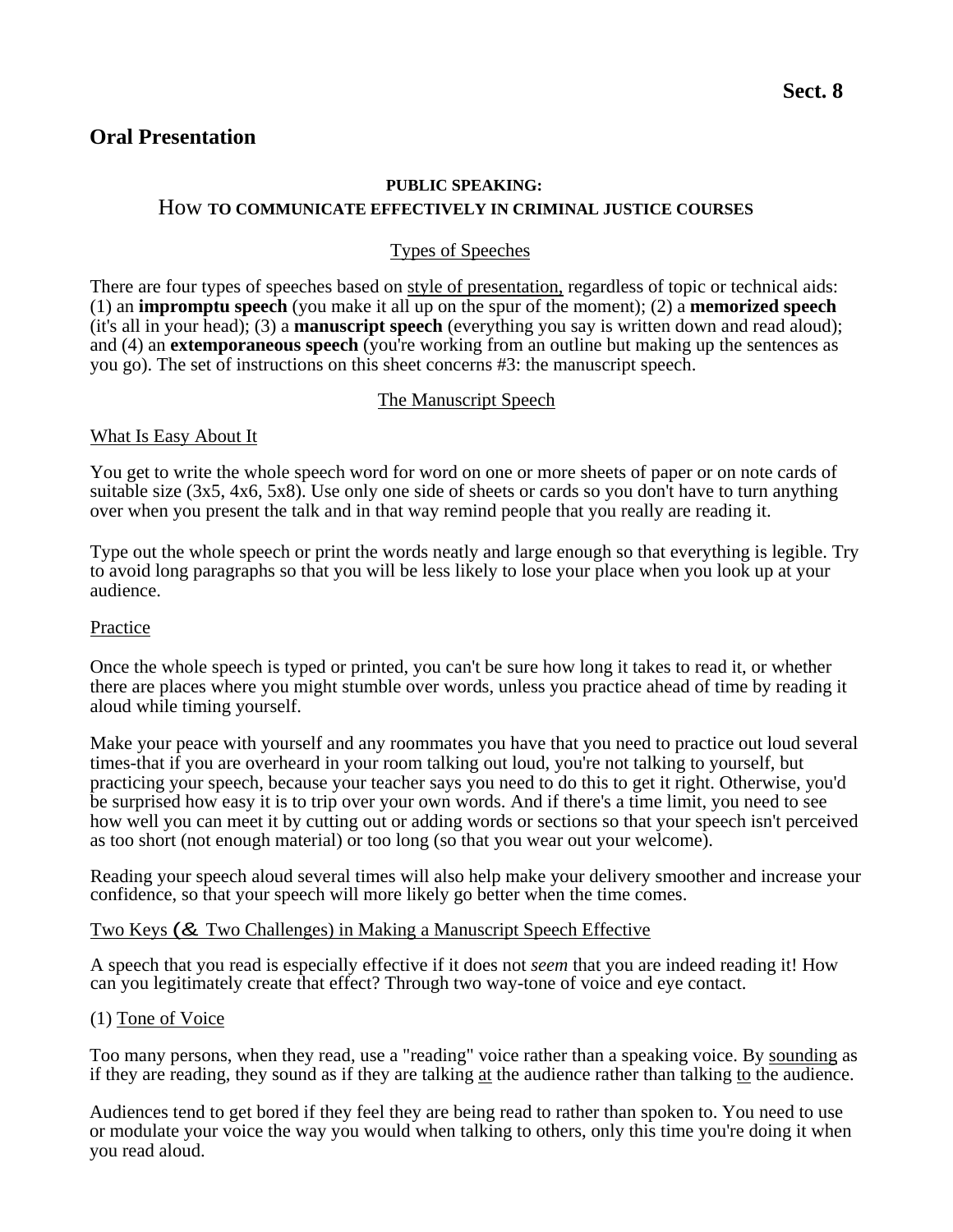**Sect. 8**

## Oral Presentation

**PUBLIC SPEAKING:**

HOW **TO COMMUNICATE EFFECTIVELY IN CRIMINAL JUSTICE COURSES**

Types of Speeches

There are four types of speeches based on style of presentation, regardless of topic or technical aids: (1) an **impromptu speech** (you make it all up on the spur of the moment); (2) a **memorized speech** (it's all in your head); (3) a **manuscript speech** (everything you say is written down and read aloud); and (4) an **extemporaneous speech** (you're working from an outline but making up the sentences as you go). The set of instructions on this sheet concerns #3: the manuscript speech.

The Manuscript Speech

What Is Easy About It

You get to write the whole speech word for word on one or more sheets of paper or on note cards of suitable size (3x5, 4x6, 5x8). Use only one side of sheets or cards so you don't have to turn anything over when you present the talk and in that way remind people that you really are reading it.

Type out the whole speech or print the words neatly and large enough so that everything is legible. Try to avoid long paragraphs so that you will be less likely to lose your place when you look up at your audience.

Practice

Once the whole speech is typed or printed, you can't be sure how long it takes to read it, or whether there are places where you might stumble over words, unless you practice ahead of time by reading it aloud while timing yourself.

Make your peace with yourself and any roommates you have that you need to practice out loud several times-that if you are overheard in your room talking out loud, you're not talking to yourself, but practicing your speech, because your teacher says you need to do this to get it right. Otherwise, you'd be surprised how easy it is to trip over your own words. And if there's a time limit, you need to see how well you can meet it by cutting out or adding words or sections so that your speech isn't perceived as too short (not enough material) or too long (so that you wear out your welcome).

Reading your speech aloud several times will also help make your delivery smoother and increase your confidence, so that your speech will more likely go better when the time comes.

Two Keys (& Two Challenges) in Making a Manuscript Speech Effective

A speech that you read is especially effective if it does not *seem* that you are indeed reading it! How can you legitimately create that effect? Through two way-tone of voice and eye contact.

(1) Tone of Voice

Too many persons, when they read, use a "reading" voice rather than a speaking voice. By sounding as if they are reading, they sound as if they are talking at the audience rather than talking to the audience.

Audiences tend to get bored if they feel they are being read to rather than spoken to. You need to use or modulate your voice the way you would when talking to others, only this time you're doing it when you read aloud.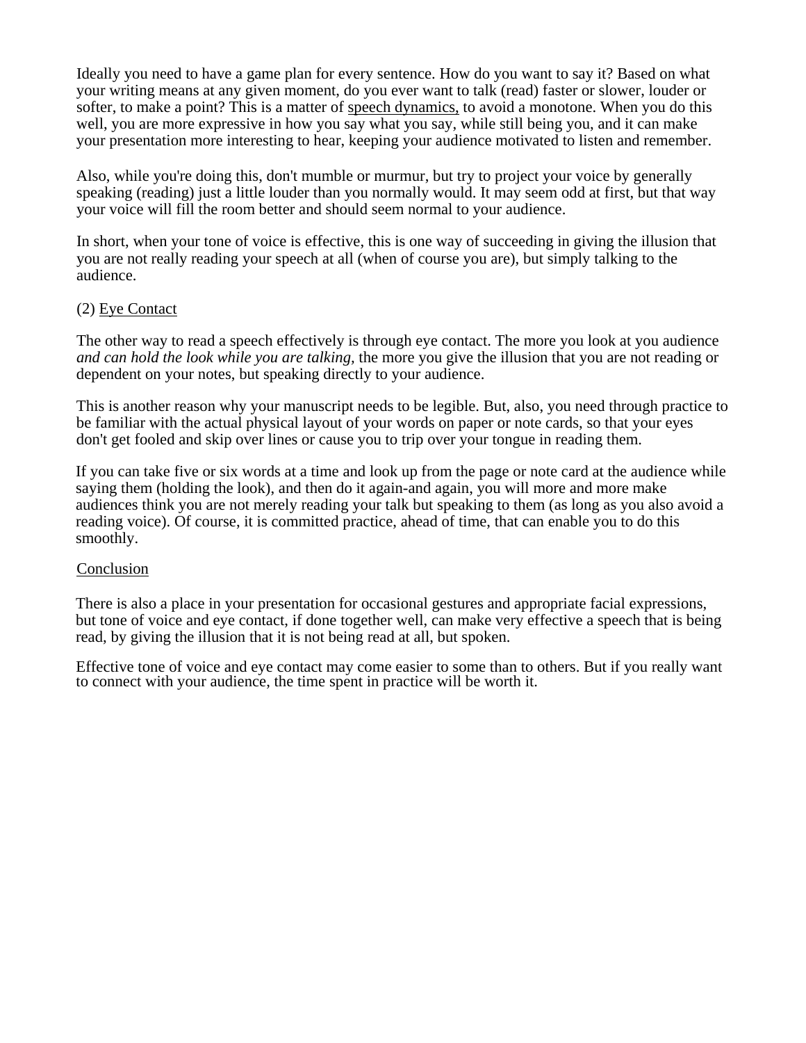Ideally you need to have a game plan for every sentence. How do you want to say it? Based on what your writing means at any given moment, do you ever want to talk (read) faster or slower, louder or softer, to make a point? This is a matter of <u>speech dynamics,</u> to avoid a monotone. When you do this well, you are more expressive in how you say what you say, while still being you, and it can make your presentation more interesting to hear, keeping your audience motivated to listen and remember.

Also, while you're doing this, don't mumble or murmur, but try to project your voice by generally speaking (reading) just a little louder than you normally would. It may seem odd at first, but that way your voice will fill the room better and should seem normal to your audience.

In short, when your tone of voice is effective, this is one way of succeeding in giving the illusion that you are not really reading your speech at all (when of course you are), but simply talking to the audience.

(2) <u>Eye Contact</u>

The other way to read a speech effectively is through eye contact. The more you look at you audience *and can hold the look while you are talking,* the more you give the illusion that you are not reading or dependent on your notes, but speaking directly to your audience.

This is another reason why your manuscript needs to be legible. But, also, you need through practice to be familiar with the actual physical layout of your words on paper or note cards, so that your eyes don't get fooled and skip over lines or cause you to trip over your tongue in reading them.

If you can take five or six words at a time and look up from the page or note card at the audience while saying them (holding the look), and then do it again-and again, you will more and more make audiences think you are not merely reading your talk but speaking to them (as long as you also avoid a reading voice). Of course, it is committed practice, ahead of time, that can enable you to do this smoothly.

<u>Conclusion</u>

There is also a place in your presentation for occasional gestures and appropriate facial expressions, but tone of voice and eye contact, if done together well, can make very effective a speech that is being read, by giving the illusion that it is not being read at all, but spoken.

Effective tone of voice and eye contact may come easier to some than to others. But if you really want to connect with your audience, the time spent in practice will be worth it.